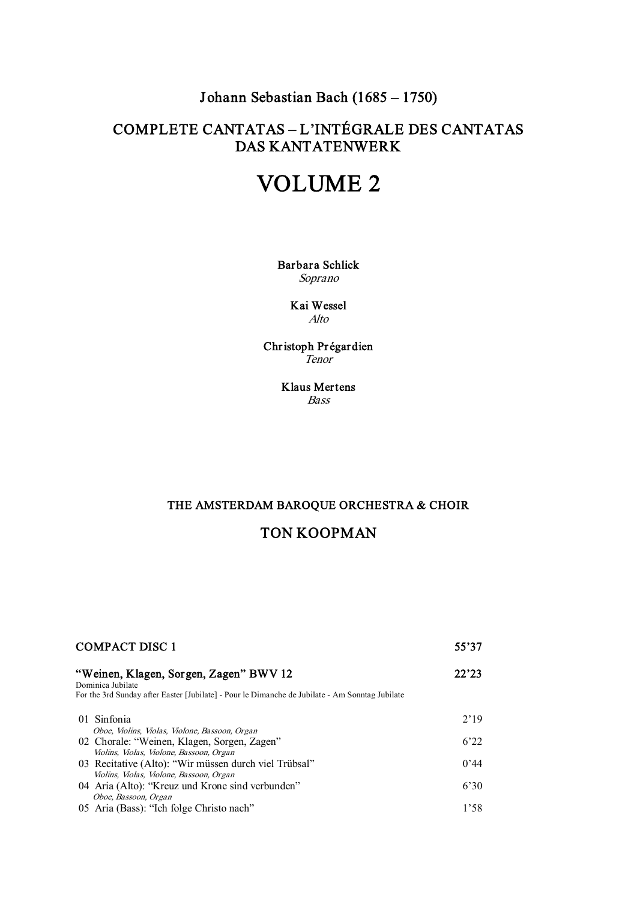## Johann Sebastian Bach (1685 – 1750)

## COMPLETE CANTATAS – L'INTÉGRALE DES CANTATAS
## DAS KANTATENWERK

# VOLUME 2

**Barbara Schlick**
*Soprano*

**Kai Wessel**
*Alto*

**Christoph Prégardien**
*Tenor*

**Klaus Mertens**
*Bass*

### THE AMSTERDAM BAROQUE ORCHESTRA & CHOIR

### TON KOOPMAN

**COMPACT DISC 1** — 55'37

**"Weinen, Klagen, Sorgen, Zagen" BWV 12** — 22'23

Dominica Jubilate
For the 3rd Sunday after Easter [Jubilate] - Pour le Dimanche de Jubilate - Am Sonntag Jubilate

| | |
|---|---|
| 01 Sinfonia<br>*Oboe, Violins, Violas, Violone, Bassoon, Organ* | 2'19 |
| 02 Chorale: "Weinen, Klagen, Sorgen, Zagen"<br>*Violins, Violas, Violone, Bassoon, Organ* | 6'22 |
| 03 Recitative (Alto): "Wir müssen durch viel Trübsal"<br>*Violins, Violas, Violone, Bassoon, Organ* | 0'44 |
| 04 Aria (Alto): "Kreuz und Krone sind verbunden"<br>*Oboe, Bassoon, Organ* | 6'30 |
| 05 Aria (Bass): "Ich folge Christo nach" | 1'58 |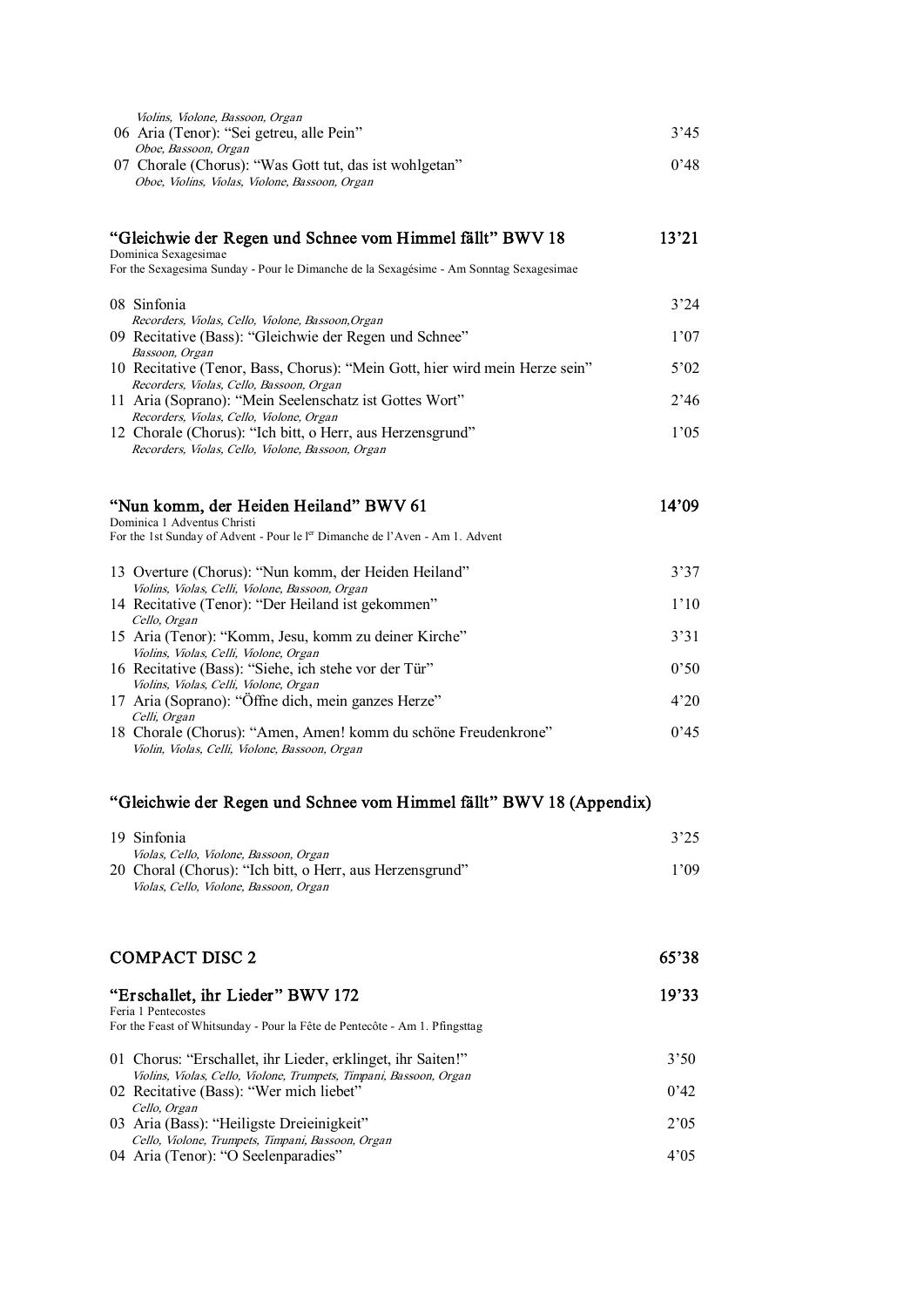*Violins, Violone, Bassoon, Organ*

06 Aria (Tenor): "Sei getreu, alle Pein" — 3'45
*Oboe, Bassoon, Organ*

07 Chorale (Chorus): "Was Gott tut, das ist wohlgetan" — 0'48
*Oboe, Violins, Violas, Violone, Bassoon, Organ*

## "Gleichwie der Regen und Schnee vom Himmel fällt" BWV 18 — 13'21

Dominica Sexagesimae
For the Sexagesima Sunday - Pour le Dimanche de la Sexagésime - Am Sonntag Sexagesimae

08 Sinfonia — 3'24
*Recorders, Violas, Cello, Violone, Bassoon,Organ*

09 Recitative (Bass): "Gleichwie der Regen und Schnee" — 1'07
*Bassoon, Organ*

10 Recitative (Tenor, Bass, Chorus): "Mein Gott, hier wird mein Herze sein" — 5'02
*Recorders, Violas, Cello, Bassoon, Organ*

11 Aria (Soprano): "Mein Seelenschatz ist Gottes Wort" — 2'46
*Recorders, Violas, Cello, Violone, Organ*

12 Chorale (Chorus): "Ich bitt, o Herr, aus Herzensgrund" — 1'05
*Recorders, Violas, Cello, Violone, Bassoon, Organ*

## "Nun komm, der Heiden Heiland" BWV 61 — 14'09

Dominica 1 Adventus Christi
For the 1st Sunday of Advent - Pour le l[er] Dimanche de l'Aven - Am 1. Advent

13 Overture (Chorus): "Nun komm, der Heiden Heiland" — 3'37
*Violins, Violas, Celli, Violone, Bassoon, Organ*

14 Recitative (Tenor): "Der Heiland ist gekommen" — 1'10
*Cello, Organ*

15 Aria (Tenor): "Komm, Jesu, komm zu deiner Kirche" — 3'31
*Violins, Violas, Celli, Violone, Organ*

16 Recitative (Bass): "Siehe, ich stehe vor der Tür" — 0'50
*Violins, Violas, Celli, Violone, Organ*

17 Aria (Soprano): "Öffne dich, mein ganzes Herze" — 4'20
*Celli, Organ*

18 Chorale (Chorus): "Amen, Amen! komm du schöne Freudenkrone" — 0'45
*Violin, Violas, Celli, Violone, Bassoon, Organ*

## "Gleichwie der Regen und Schnee vom Himmel fällt" BWV 18 (Appendix)

19 Sinfonia — 3'25
*Violas, Cello, Violone, Bassoon, Organ*

20 Choral (Chorus): "Ich bitt, o Herr, aus Herzensgrund" — 1'09
*Violas, Cello, Violone, Bassoon, Organ*

# COMPACT DISC 2 — 65'38

## "Erschallet, ihr Lieder" BWV 172 — 19'33

Feria 1 Pentecostes
For the Feast of Whitsunday - Pour la Fête de Pentecôte - Am 1. Pfingsttag

01 Chorus: "Erschallet, ihr Lieder, erklinget, ihr Saiten!" — 3'50
*Violins, Violas, Cello, Violone, Trumpets, Timpani, Bassoon, Organ*

02 Recitative (Bass): "Wer mich liebet" — 0'42
*Cello, Organ*

03 Aria (Bass): "Heiligste Dreieinigkeit" — 2'05
*Cello, Violone, Trumpets, Timpani, Bassoon, Organ*

04 Aria (Tenor): "O Seelenparadies" — 4'05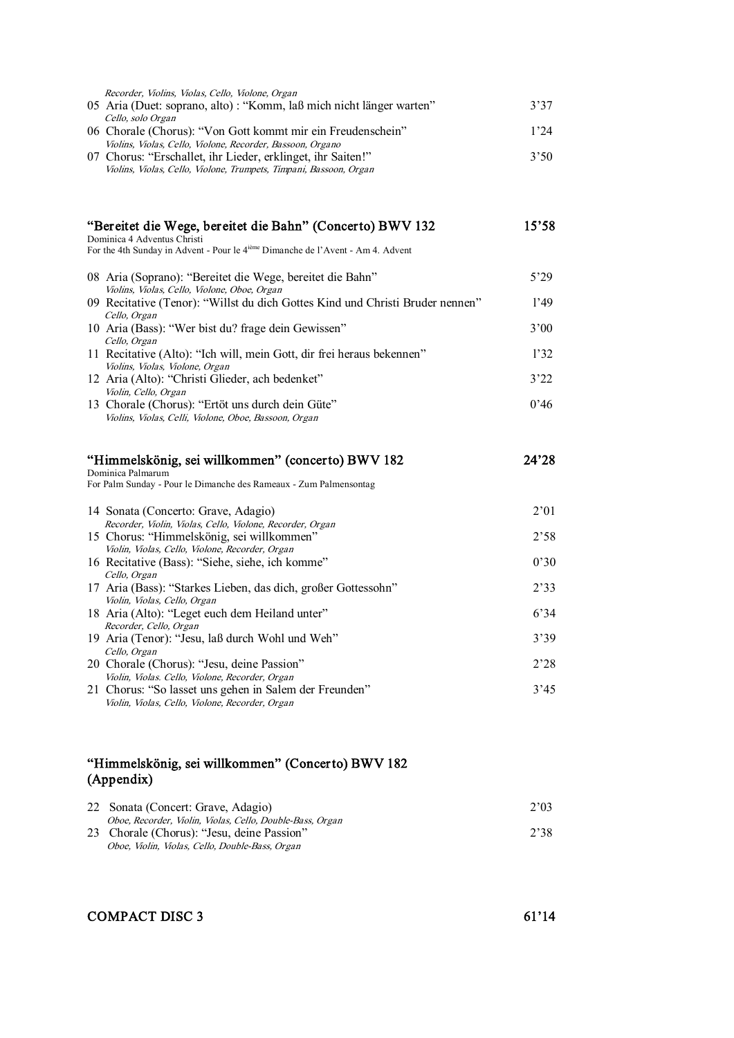*Recorder, Violins, Violas, Cello, Violone, Organ*

05 Aria (Duet: soprano, alto) : “Komm, laß mich nicht länger warten” 3’37
*Cello, solo Organ*

06 Chorale (Chorus): “Von Gott kommt mir ein Freudenschein” 1’24
*Violins, Violas, Cello, Violone, Recorder, Bassoon, Organo*

07 Chorus: “Erschallet, ihr Lieder, erklinget, ihr Saiten!” 3’50
*Violins, Violas, Cello, Violone, Trumpets, Timpani, Bassoon, Organ*

## “Bereitet die Wege, bereitet die Bahn” (Concerto) BWV 132 — 15’58

Dominica 4 Adventus Christi
For the 4th Sunday in Advent - Pour le 4ième Dimanche de l’Avent - Am 4. Advent

08 Aria (Soprano): “Bereitet die Wege, bereitet die Bahn” 5’29
*Violins, Violas, Cello, Violone, Oboe, Organ*

09 Recitative (Tenor): “Willst du dich Gottes Kind und Christi Bruder nennen” 1’49
*Cello, Organ*

10 Aria (Bass): “Wer bist du? frage dein Gewissen” 3’00
*Cello, Organ*

11 Recitative (Alto): “Ich will, mein Gott, dir frei heraus bekennen” 1’32
*Violins, Violas, Violone, Organ*

12 Aria (Alto): “Christi Glieder, ach bedenket” 3’22
*Violin, Cello, Organ*

13 Chorale (Chorus): “Ertöt uns durch dein Güte” 0’46
*Violins, Violas, Celli, Violone, Oboe, Bassoon, Organ*

## “Himmelskönig, sei willkommen” (concerto) BWV 182 — 24’28

Dominica Palmarum
For Palm Sunday - Pour le Dimanche des Rameaux - Zum Palmensontag

14 Sonata (Concerto: Grave, Adagio) 2’01
*Recorder, Violin, Violas, Cello, Violone, Recorder, Organ*

15 Chorus: “Himmelskönig, sei willkommen” 2’58
*Violin, Violas, Cello, Violone, Recorder, Organ*

16 Recitative (Bass): “Siehe, siehe, ich komme” 0’30
*Cello, Organ*

17 Aria (Bass): “Starkes Lieben, das dich, großer Gottessohn” 2’33
*Violin, Violas, Cello, Organ*

18 Aria (Alto): “Leget euch dem Heiland unter” 6’34
*Recorder, Cello, Organ*

19 Aria (Tenor): “Jesu, laß durch Wohl und Weh” 3’39
*Cello, Organ*

20 Chorale (Chorus): “Jesu, deine Passion” 2’28
*Violin, Violas. Cello, Violone, Recorder, Organ*

21 Chorus: “So lasset uns gehen in Salem der Freunden” 3’45
*Violin, Violas, Cello, Violone, Recorder, Organ*

## “Himmelskönig, sei willkommen” (Concerto) BWV 182 (Appendix)

22 Sonata (Concert: Grave, Adagio) 2’03
*Oboe, Recorder, Violin, Violas, Cello, Double-Bass, Organ*

23 Chorale (Chorus): “Jesu, deine Passion” 2’38
*Oboe, Violin, Violas, Cello, Double-Bass, Organ*

## COMPACT DISC 3 — 61’14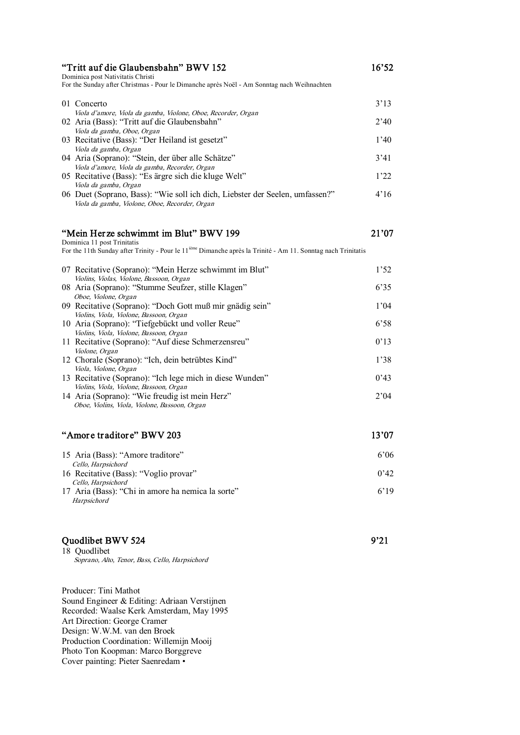## "Tritt auf die Glaubensbahn" BWV 152 — 16'52

Dominica post Nativitatis Christi
For the Sunday after Christmas - Pour le Dimanche après Noël - Am Sonntag nach Weihnachten

| | | |
|---|---|---|
| 01 | Concerto<br>*Viola d'amore, Viola da gamba, Violone, Oboe, Recorder, Organ* | 3'13 |
| 02 | Aria (Bass): "Tritt auf die Glaubensbahn"<br>*Viola da gamba, Oboe, Organ* | 2'40 |
| 03 | Recitative (Bass): "Der Heiland ist gesetzt"<br>*Viola da gamba, Organ* | 1'40 |
| 04 | Aria (Soprano): "Stein, der über alle Schätze"<br>*Viola d'amore, Viola da gamba, Recorder, Organ* | 3'41 |
| 05 | Recitative (Bass): "Es ärgre sich die kluge Welt"<br>*Viola da gamba, Organ* | 1'22 |
| 06 | Duet (Soprano, Bass): "Wie soll ich dich, Liebster der Seelen, umfassen?"<br>*Viola da gamba, Violone, Oboe, Recorder, Organ* | 4'16 |

## "Mein Herze schwimmt im Blut" BWV 199 — 21'07

Dominica 11 post Trinitatis
For the 11th Sunday after Trinity - Pour le 11[ième] Dimanche après la Trinité - Am 11. Sonntag nach Trinitatis

| | | |
|---|---|---|
| 07 | Recitative (Soprano): "Mein Herze schwimmt im Blut"<br>*Violins, Violas, Violone, Bassoon, Organ* | 1'52 |
| 08 | Aria (Soprano): "Stumme Seufzer, stille Klagen"<br>*Oboe, Violone, Organ* | 6'35 |
| 09 | Recitative (Soprano): "Doch Gott muß mir gnädig sein"<br>*Violins, Viola, Violone, Bassoon, Organ* | 1'04 |
| 10 | Aria (Soprano): "Tiefgebückt und voller Reue"<br>*Violins, Viola, Violone, Bassoon, Organ* | 6'58 |
| 11 | Recitative (Soprano): "Auf diese Schmerzensreu"<br>*Violone, Organ* | 0'13 |
| 12 | Chorale (Soprano): "Ich, dein betrübtes Kind"<br>*Viola, Violone, Organ* | 1'38 |
| 13 | Recitative (Soprano): "Ich lege mich in diese Wunden"<br>*Violins, Viola, Violone, Bassoon, Organ* | 0'43 |
| 14 | Aria (Soprano): "Wie freudig ist mein Herz"<br>*Oboe, Violins, Viola, Violone, Bassoon, Organ* | 2'04 |

## "Amore traditore" BWV 203 — 13'07

| | | |
|---|---|---|
| 15 | Aria (Bass): "Amore traditore"<br>*Cello, Harpsichord* | 6'06 |
| 16 | Recitative (Bass): "Voglio provar"<br>*Cello, Harpsichord* | 0'42 |
| 17 | Aria (Bass): "Chi in amore ha nemica la sorte"<br>*Harpsichord* | 6'19 |

## Quodlibet BWV 524 — 9'21

18 Quodlibet
*Soprano, Alto, Tenor, Bass, Cello, Harpsichord*

Producer: Tini Mathot
Sound Engineer & Editing: Adriaan Verstijnen
Recorded: Waalse Kerk Amsterdam, May 1995
Art Direction: George Cramer
Design: W.W.M. van den Broek
Production Coordination: Willemijn Mooij
Photo Ton Koopman: Marco Borggreve
Cover painting: Pieter Saenredam •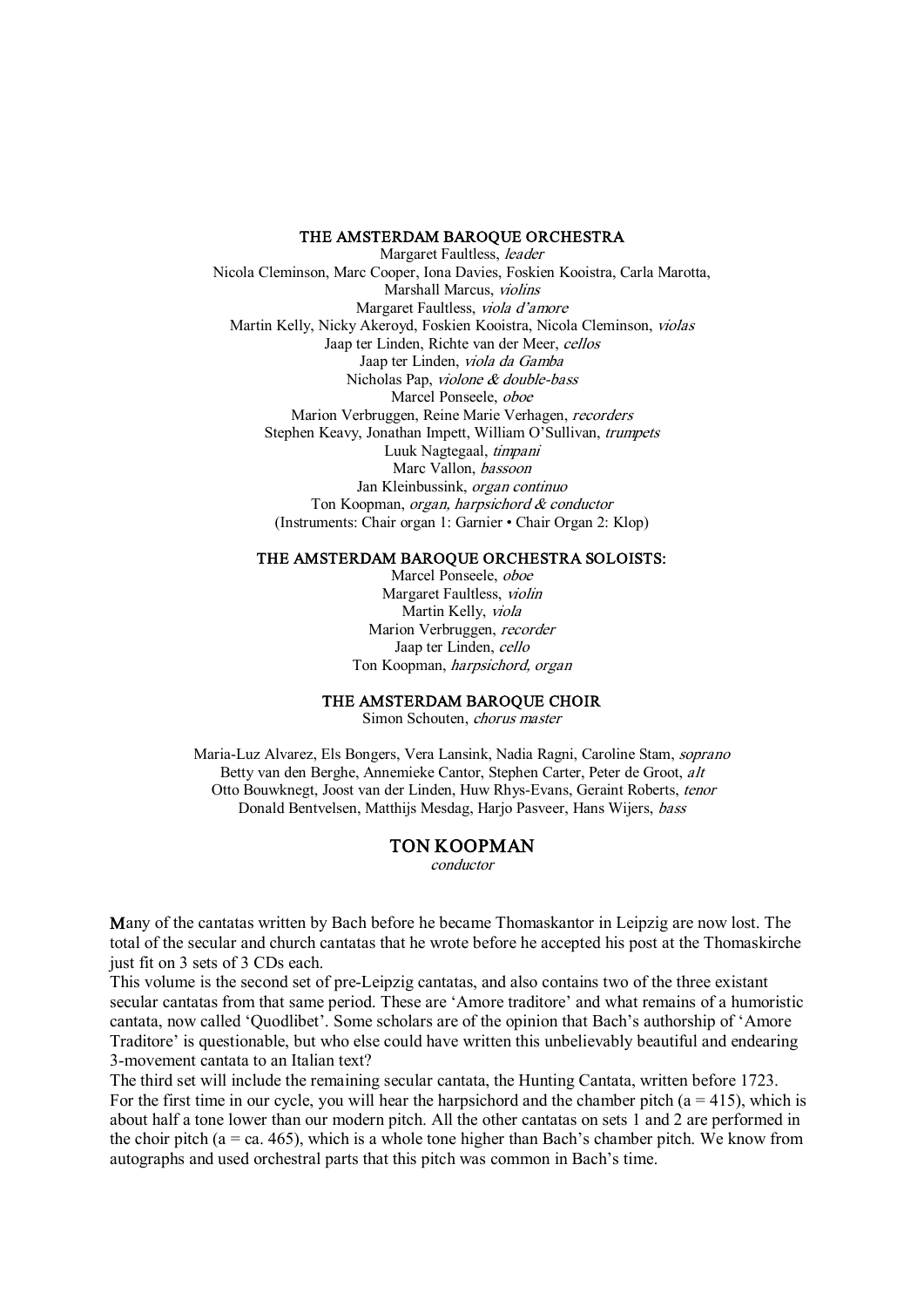## THE AMSTERDAM BAROQUE ORCHESTRA

Margaret Faultless, *leader*
Nicola Cleminson, Marc Cooper, Iona Davies, Foskien Kooistra, Carla Marotta, Marshall Marcus, *violins*
Margaret Faultless, *viola d'amore*
Martin Kelly, Nicky Akeroyd, Foskien Kooistra, Nicola Cleminson, *violas*
Jaap ter Linden, Richte van der Meer, *cellos*
Jaap ter Linden, *viola da Gamba*
Nicholas Pap, *violone & double-bass*
Marcel Ponseele, *oboe*
Marion Verbruggen, Reine Marie Verhagen, *recorders*
Stephen Keavy, Jonathan Impett, William O'Sullivan, *trumpets*
Luuk Nagtegaal, *timpani*
Marc Vallon, *bassoon*
Jan Kleinbussink, *organ continuo*
Ton Koopman, *organ, harpsichord & conductor*
(Instruments: Chair organ 1: Garnier • Chair Organ 2: Klop)

## THE AMSTERDAM BAROQUE ORCHESTRA SOLOISTS:

Marcel Ponseele, *oboe*
Margaret Faultless, *violin*
Martin Kelly, *viola*
Marion Verbruggen, *recorder*
Jaap ter Linden, *cello*
Ton Koopman, *harpsichord, organ*

## THE AMSTERDAM BAROQUE CHOIR

Simon Schouten, *chorus master*

Maria-Luz Alvarez, Els Bongers, Vera Lansink, Nadia Ragni, Caroline Stam, *soprano*
Betty van den Berghe, Annemieke Cantor, Stephen Carter, Peter de Groot, *alt*
Otto Bouwknegt, Joost van der Linden, Huw Rhys-Evans, Geraint Roberts, *tenor*
Donald Bentvelsen, Matthijs Mesdag, Harjo Pasveer, Hans Wijers, *bass*

## TON KOOPMAN

*conductor*

Many of the cantatas written by Bach before he became Thomaskantor in Leipzig are now lost. The total of the secular and church cantatas that he wrote before he accepted his post at the Thomaskirche just fit on 3 sets of 3 CDs each.

This volume is the second set of pre-Leipzig cantatas, and also contains two of the three existant secular cantatas from that same period. These are 'Amore traditore' and what remains of a humoristic cantata, now called 'Quodlibet'. Some scholars are of the opinion that Bach's authorship of 'Amore Traditore' is questionable, but who else could have written this unbelievably beautiful and endearing 3-movement cantata to an Italian text?

The third set will include the remaining secular cantata, the Hunting Cantata, written before 1723.

For the first time in our cycle, you will hear the harpsichord and the chamber pitch (a = 415), which is about half a tone lower than our modern pitch. All the other cantatas on sets 1 and 2 are performed in the choir pitch (a = ca. 465), which is a whole tone higher than Bach's chamber pitch. We know from autographs and used orchestral parts that this pitch was common in Bach's time.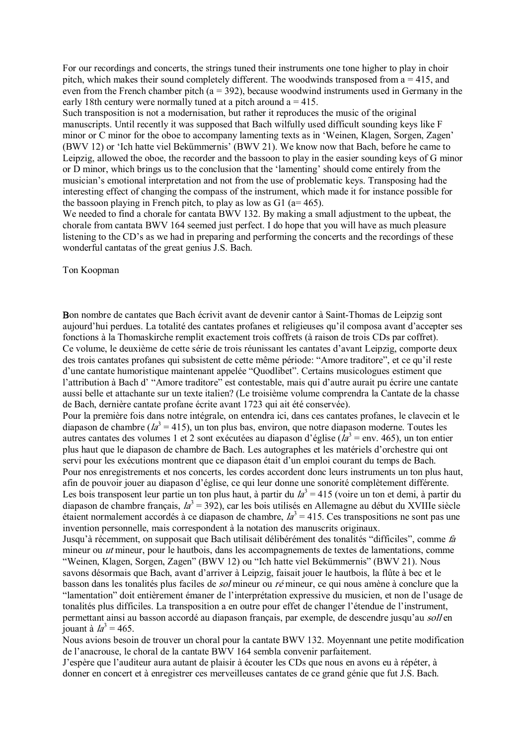For our recordings and concerts, the strings tuned their instruments one tone higher to play in choir pitch, which makes their sound completely different. The woodwinds transposed from a = 415, and even from the French chamber pitch (a = 392), because woodwind instruments used in Germany in the early 18th century were normally tuned at a pitch around a = 415.
Such transposition is not a modernisation, but rather it reproduces the music of the original manuscripts. Until recently it was supposed that Bach wilfully used difficult sounding keys like F minor or C minor for the oboe to accompany lamenting texts as in 'Weinen, Klagen, Sorgen, Zagen' (BWV 12) or 'Ich hatte viel Bekümmernis' (BWV 21). We know now that Bach, before he came to Leipzig, allowed the oboe, the recorder and the bassoon to play in the easier sounding keys of G minor or D minor, which brings us to the conclusion that the 'lamenting' should come entirely from the musician's emotional interpretation and not from the use of problematic keys. Transposing had the interesting effect of changing the compass of the instrument, which made it for instance possible for the bassoon playing in French pitch, to play as low as G1 (a= 465).
We needed to find a chorale for cantata BWV 132. By making a small adjustment to the upbeat, the chorale from cantata BWV 164 seemed just perfect. I do hope that you will have as much pleasure listening to the CD's as we had in preparing and performing the concerts and the recordings of these wonderful cantatas of the great genius J.S. Bach.

Ton Koopman

**B**on nombre de cantates que Bach écrivit avant de devenir cantor à Saint-Thomas de Leipzig sont aujourd'hui perdues. La totalité des cantates profanes et religieuses qu'il composa avant d'accepter ses fonctions à la Thomaskirche remplit exactement trois coffrets (à raison de trois CDs par coffret).
Ce volume, le deuxième de cette série de trois réunissant les cantates d'avant Leipzig, comporte deux des trois cantates profanes qui subsistent de cette même période: "Amore traditore", et ce qu'il reste d'une cantate humoristique maintenant appelée "Quodlibet". Certains musicologues estiment que l'attribution à Bach d' "Amore traditore" est contestable, mais qui d'autre aurait pu écrire une cantate aussi belle et attachante sur un texte italien? (Le troisième volume comprendra la Cantate de la chasse de Bach, dernière cantate profane écrite avant 1723 qui ait été conservée).
Pour la première fois dans notre intégrale, on entendra ici, dans ces cantates profanes, le clavecin et le diapason de chambre (*la*$^3$ = 415), un ton plus bas, environ, que notre diapason moderne. Toutes les autres cantates des volumes 1 et 2 sont exécutées au diapason d'église (*la*$^3$ = env. 465), un ton entier plus haut que le diapason de chambre de Bach. Les autographes et les matériels d'orchestre qui ont servi pour les exécutions montrent que ce diapason était d'un emploi courant du temps de Bach.
Pour nos enregistrements et nos concerts, les cordes accordent donc leurs instruments un ton plus haut, afin de pouvoir jouer au diapason d'église, ce qui leur donne une sonorité complètement différente. Les bois transposent leur partie un ton plus haut, à partir du *la*$^3$ = 415 (voire un ton et demi, à partir du diapason de chambre français, *la*$^3$ = 392), car les bois utilisés en Allemagne au début du XVIIIe siècle étaient normalement accordés à ce diapason de chambre, *la*$^3$ = 415. Ces transpositions ne sont pas une invention personnelle, mais correspondent à la notation des manuscrits originaux.
Jusqu'à récemment, on supposait que Bach utilisait délibérément des tonalités "difficiles", comme *fa* mineur ou *ut* mineur, pour le hautbois, dans les accompagnements de textes de lamentations, comme "Weinen, Klagen, Sorgen, Zagen" (BWV 12) ou "Ich hatte viel Bekümmernis" (BWV 21). Nous savons désormais que Bach, avant d'arriver à Leipzig, faisait jouer le hautbois, la flûte à bec et le basson dans les tonalités plus faciles de *sol* mineur ou *ré* mineur, ce qui nous amène à conclure que la "lamentation" doit entièrement émaner de l'interprétation expressive du musicien, et non de l'usage de tonalités plus difficiles. La transposition a en outre pour effet de changer l'étendue de l'instrument, permettant ainsi au basson accordé au diapason français, par exemple, de descendre jusqu'au *sol1* en jouant à *la*$^3$ = 465.
Nous avions besoin de trouver un choral pour la cantate BWV 132. Moyennant une petite modification de l'anacrouse, le choral de la cantate BWV 164 sembla convenir parfaitement.
J'espère que l'auditeur aura autant de plaisir à écouter les CDs que nous en avons eu à répéter, à donner en concert et à enregistrer ces merveilleuses cantates de ce grand génie que fut J.S. Bach.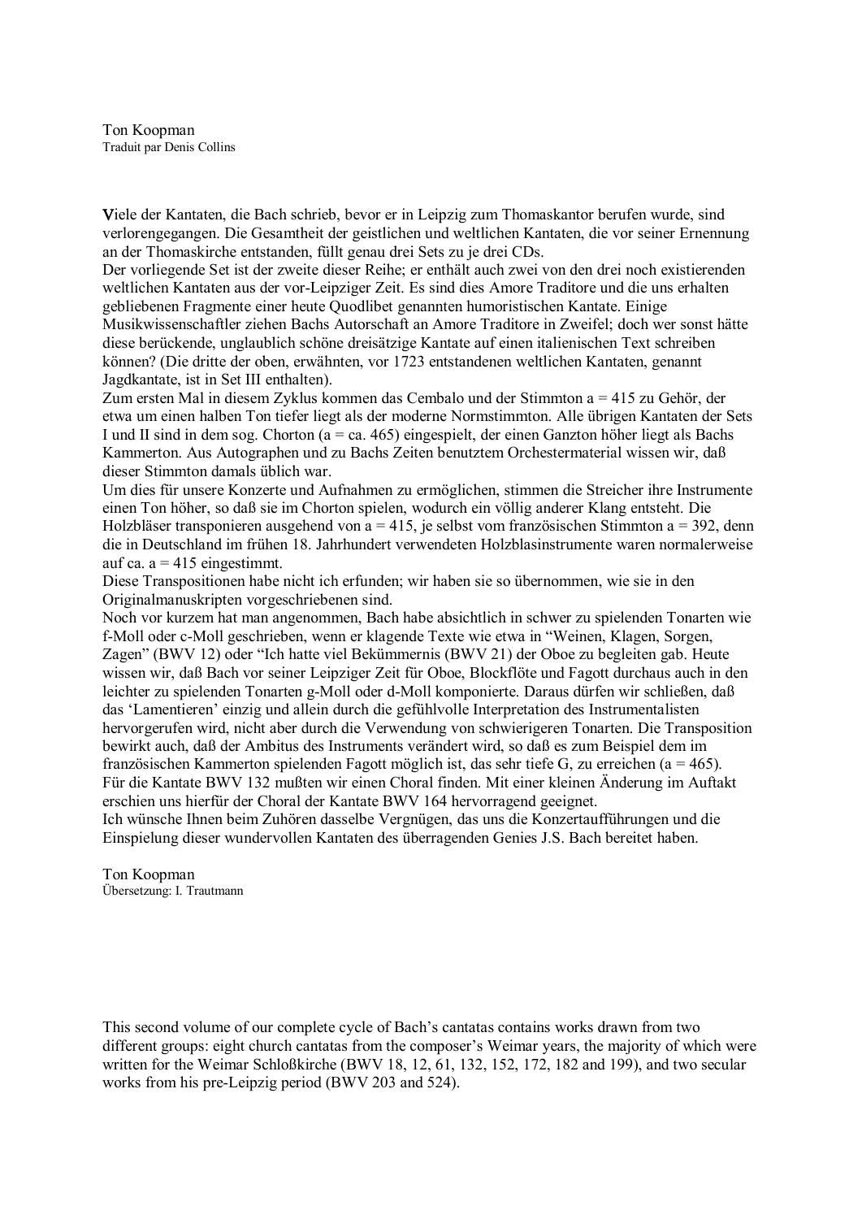Ton Koopman
Traduit par Denis Collins

**V**iele der Kantaten, die Bach schrieb, bevor er in Leipzig zum Thomaskantor berufen wurde, sind verlorengegangen. Die Gesamtheit der geistlichen und weltlichen Kantaten, die vor seiner Ernennung an der Thomaskirche entstanden, füllt genau drei Sets zu je drei CDs.
Der vorliegende Set ist der zweite dieser Reihe; er enthält auch zwei von den drei noch existierenden weltlichen Kantaten aus der vor-Leipziger Zeit. Es sind dies Amore Traditore und die uns erhalten gebliebenen Fragmente einer heute Quodlibet genannten humoristischen Kantate. Einige Musikwissenschaftler ziehen Bachs Autorschaft an Amore Traditore in Zweifel; doch wer sonst hätte diese berückende, unglaublich schöne dreisätzige Kantate auf einen italienischen Text schreiben können? (Die dritte der oben, erwähnten, vor 1723 entstandenen weltlichen Kantaten, genannt Jagdkantate, ist in Set III enthalten).
Zum ersten Mal in diesem Zyklus kommen das Cembalo und der Stimmton a = 415 zu Gehör, der etwa um einen halben Ton tiefer liegt als der moderne Normstimmton. Alle übrigen Kantaten der Sets I und II sind in dem sog. Chorton (a = ca. 465) eingespielt, der einen Ganzton höher liegt als Bachs Kammerton. Aus Autographen und zu Bachs Zeiten benutztem Orchestermaterial wissen wir, daß dieser Stimmton damals üblich war.
Um dies für unsere Konzerte und Aufnahmen zu ermöglichen, stimmen die Streicher ihre Instrumente einen Ton höher, so daß sie im Chorton spielen, wodurch ein völlig anderer Klang entsteht. Die Holzbläser transponieren ausgehend von a = 415, je selbst vom französischen Stimmton a = 392, denn die in Deutschland im frühen 18. Jahrhundert verwendeten Holzblasinstrumente waren normalerweise auf ca. a = 415 eingestimmt.
Diese Transpositionen habe nicht ich erfunden; wir haben sie so übernommen, wie sie in den Originalmanuskripten vorgeschriebenen sind.
Noch vor kurzem hat man angenommen, Bach habe absichtlich in schwer zu spielenden Tonarten wie f-Moll oder c-Moll geschrieben, wenn er klagende Texte wie etwa in "Weinen, Klagen, Sorgen, Zagen" (BWV 12) oder "Ich hatte viel Bekümmernis (BWV 21) der Oboe zu begleiten gab. Heute wissen wir, daß Bach vor seiner Leipziger Zeit für Oboe, Blockflöte und Fagott durchaus auch in den leichter zu spielenden Tonarten g-Moll oder d-Moll komponierte. Daraus dürfen wir schließen, daß das 'Lamentieren' einzig und allein durch die gefühlvolle Interpretation des Instrumentalisten hervorgerufen wird, nicht aber durch die Verwendung von schwierigeren Tonarten. Die Transposition bewirkt auch, daß der Ambitus des Instruments verändert wird, so daß es zum Beispiel dem im französischen Kammerton spielenden Fagott möglich ist, das sehr tiefe G, zu erreichen (a = 465).
Für die Kantate BWV 132 mußten wir einen Choral finden. Mit einer kleinen Änderung im Auftakt erschien uns hierfür der Choral der Kantate BWV 164 hervorragend geeignet.
Ich wünsche Ihnen beim Zuhören dasselbe Vergnügen, das uns die Konzertaufführungen und die Einspielung dieser wundervollen Kantaten des überragenden Genies J.S. Bach bereitet haben.

Ton Koopman
Übersetzung: I. Trautmann

This second volume of our complete cycle of Bach's cantatas contains works drawn from two different groups: eight church cantatas from the composer's Weimar years, the majority of which were written for the Weimar Schloßkirche (BWV 18, 12, 61, 132, 152, 172, 182 and 199), and two secular works from his pre-Leipzig period (BWV 203 and 524).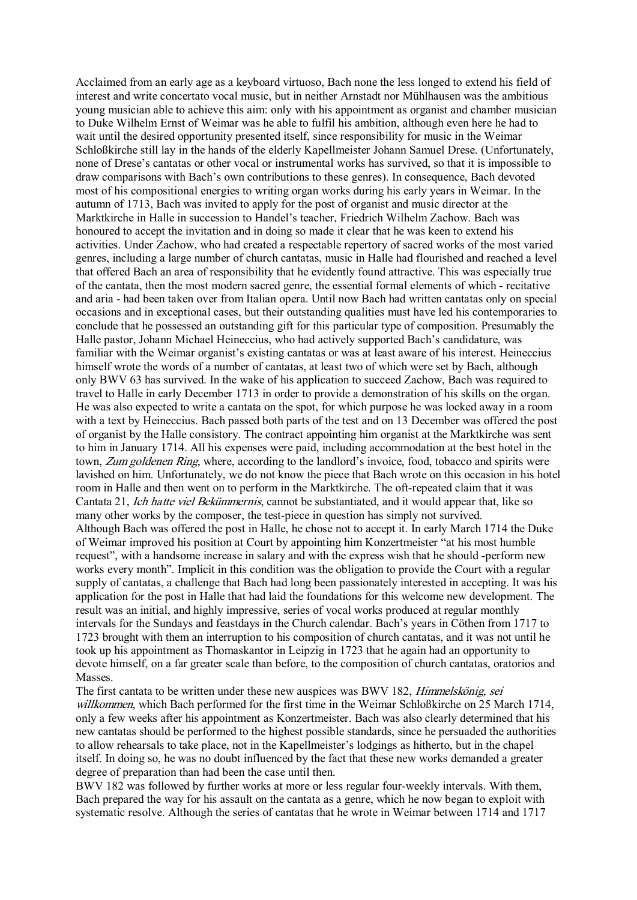Acclaimed from an early age as a keyboard virtuoso, Bach none the less longed to extend his field of interest and write concertato vocal music, but in neither Arnstadt nor Mühlhausen was the ambitious young musician able to achieve this aim: only with his appointment as organist and chamber musician to Duke Wilhelm Ernst of Weimar was he able to fulfil his ambition, although even here he had to wait until the desired opportunity presented itself, since responsibility for music in the Weimar Schloßkirche still lay in the hands of the elderly Kapellmeister Johann Samuel Drese. (Unfortunately, none of Drese's cantatas or other vocal or instrumental works has survived, so that it is impossible to draw comparisons with Bach's own contributions to these genres). In consequence, Bach devoted most of his compositional energies to writing organ works during his early years in Weimar. In the autumn of 1713, Bach was invited to apply for the post of organist and music director at the Marktkirche in Halle in succession to Handel's teacher, Friedrich Wilhelm Zachow. Bach was honoured to accept the invitation and in doing so made it clear that he was keen to extend his activities. Under Zachow, who had created a respectable repertory of sacred works of the most varied genres, including a large number of church cantatas, music in Halle had flourished and reached a level that offered Bach an area of responsibility that he evidently found attractive. This was especially true of the cantata, then the most modern sacred genre, the essential formal elements of which - recitative and aria - had been taken over from Italian opera. Until now Bach had written cantatas only on special occasions and in exceptional cases, but their outstanding qualities must have led his contemporaries to conclude that he possessed an outstanding gift for this particular type of composition. Presumably the Halle pastor, Johann Michael Heineccius, who had actively supported Bach's candidature, was familiar with the Weimar organist's existing cantatas or was at least aware of his interest. Heineccius himself wrote the words of a number of cantatas, at least two of which were set by Bach, although only BWV 63 has survived. In the wake of his application to succeed Zachow, Bach was required to travel to Halle in early December 1713 in order to provide a demonstration of his skills on the organ. He was also expected to write a cantata on the spot, for which purpose he was locked away in a room with a text by Heineccius. Bach passed both parts of the test and on 13 December was offered the post of organist by the Halle consistory. The contract appointing him organist at the Marktkirche was sent to him in January 1714. All his expenses were paid, including accommodation at the best hotel in the town, *Zum goldenen Ring*, where, according to the landlord's invoice, food, tobacco and spirits were lavished on him. Unfortunately, we do not know the piece that Bach wrote on this occasion in his hotel room in Halle and then went on to perform in the Marktkirche. The oft-repeated claim that it was Cantata 21, *Ich hatte viel Bekümmernis*, cannot be substantiated, and it would appear that, like so many other works by the composer, the test-piece in question has simply not survived.

Although Bach was offered the post in Halle, he chose not to accept it. In early March 1714 the Duke of Weimar improved his position at Court by appointing him Konzertmeister "at his most humble request", with a handsome increase in salary and with the express wish that he should -perform new works every month". Implicit in this condition was the obligation to provide the Court with a regular supply of cantatas, a challenge that Bach had long been passionately interested in accepting. It was his application for the post in Halle that had laid the foundations for this welcome new development. The result was an initial, and highly impressive, series of vocal works produced at regular monthly intervals for the Sundays and feastdays in the Church calendar. Bach's years in Cöthen from 1717 to 1723 brought with them an interruption to his composition of church cantatas, and it was not until he took up his appointment as Thomaskantor in Leipzig in 1723 that he again had an opportunity to devote himself, on a far greater scale than before, to the composition of church cantatas, oratorios and Masses.

The first cantata to be written under these new auspices was BWV 182, *Himmelskönig, sei willkommen*, which Bach performed for the first time in the Weimar Schloßkirche on 25 March 1714, only a few weeks after his appointment as Konzertmeister. Bach was also clearly determined that his new cantatas should be performed to the highest possible standards, since he persuaded the authorities to allow rehearsals to take place, not in the Kapellmeister's lodgings as hitherto, but in the chapel itself. In doing so, he was no doubt influenced by the fact that these new works demanded a greater degree of preparation than had been the case until then.

BWV 182 was followed by further works at more or less regular four-weekly intervals. With them, Bach prepared the way for his assault on the cantata as a genre, which he now began to exploit with systematic resolve. Although the series of cantatas that he wrote in Weimar between 1714 and 1717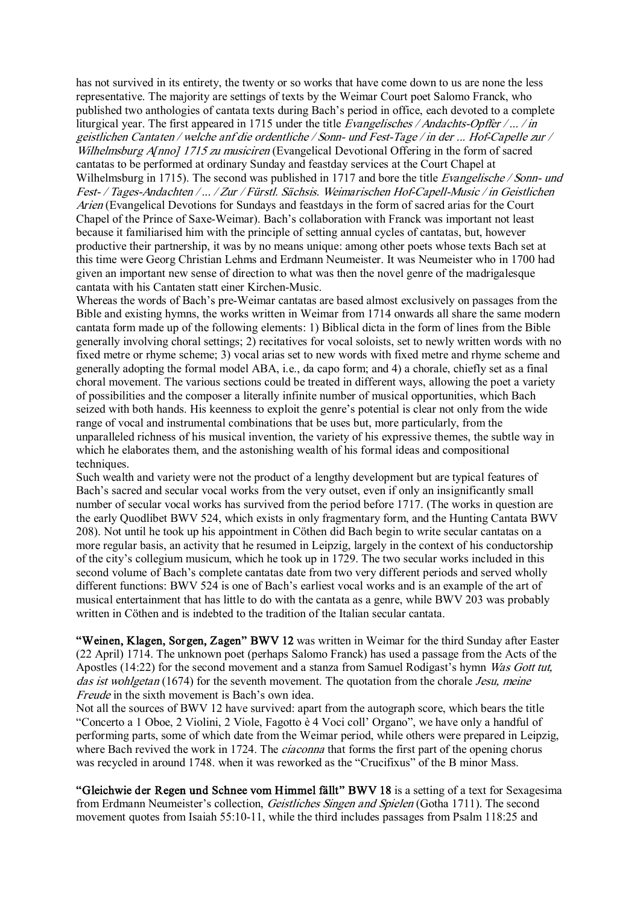has not survived in its entirety, the twenty or so works that have come down to us are none the less representative. The majority are settings of texts by the Weimar Court poet Salomo Franck, who published two anthologies of cantata texts during Bach's period in office, each devoted to a complete liturgical year. The first appeared in 1715 under the title *Evangelisches / Andachts-Opffer / ... / in geistlichen Cantaten / welche anf die ordentliche / Sonn- und Fest-Tage / in der ... Hof-Capelle zur / Wilhelmsburg A[nno] 1715 zu musiciren* (Evangelical Devotional Offering in the form of sacred cantatas to be performed at ordinary Sunday and feastday services at the Court Chapel at Wilhelmsburg in 1715). The second was published in 1717 and bore the title *Evangelische / Sonn- und Fest- / Tages-Andachten / ... / Zur / Fürstl. Sächsis. Weimarischen Hof-Capell-Music / in Geistlichen Arien* (Evangelical Devotions for Sundays and feastdays in the form of sacred arias for the Court Chapel of the Prince of Saxe-Weimar). Bach's collaboration with Franck was important not least because it familiarised him with the principle of setting annual cycles of cantatas, but, however productive their partnership, it was by no means unique: among other poets whose texts Bach set at this time were Georg Christian Lehms and Erdmann Neumeister. It was Neumeister who in 1700 had given an important new sense of direction to what was then the novel genre of the madrigalesque cantata with his Cantaten statt einer Kirchen-Music.

Whereas the words of Bach's pre-Weimar cantatas are based almost exclusively on passages from the Bible and existing hymns, the works written in Weimar from 1714 onwards all share the same modern cantata form made up of the following elements: 1) Biblical dicta in the form of lines from the Bible generally involving choral settings; 2) recitatives for vocal soloists, set to newly written words with no fixed metre or rhyme scheme; 3) vocal arias set to new words with fixed metre and rhyme scheme and generally adopting the formal model ABA, i.e., da capo form; and 4) a chorale, chiefly set as a final choral movement. The various sections could be treated in different ways, allowing the poet a variety of possibilities and the composer a literally infinite number of musical opportunities, which Bach seized with both hands. His keenness to exploit the genre's potential is clear not only from the wide range of vocal and instrumental combinations that be uses but, more particularly, from the unparalleled richness of his musical invention, the variety of his expressive themes, the subtle way in which he elaborates them, and the astonishing wealth of his formal ideas and compositional techniques.

Such wealth and variety were not the product of a lengthy development but are typical features of Bach's sacred and secular vocal works from the very outset, even if only an insignificantly small number of secular vocal works has survived from the period before 1717. (The works in question are the early Quodlibet BWV 524, which exists in only fragmentary form, and the Hunting Cantata BWV 208). Not until he took up his appointment in Cöthen did Bach begin to write secular cantatas on a more regular basis, an activity that he resumed in Leipzig, largely in the context of his conductorship of the city's collegium musicum, which he took up in 1729. The two secular works included in this second volume of Bach's complete cantatas date from two very different periods and served wholly different functions: BWV 524 is one of Bach's earliest vocal works and is an example of the art of musical entertainment that has little to do with the cantata as a genre, while BWV 203 was probably written in Cöthen and is indebted to the tradition of the Italian secular cantata.

**"Weinen, Klagen, Sorgen, Zagen" BWV 12** was written in Weimar for the third Sunday after Easter (22 April) 1714. The unknown poet (perhaps Salomo Franck) has used a passage from the Acts of the Apostles (14:22) for the second movement and a stanza from Samuel Rodigast's hymn *Was Gott tut, das ist wohlgetan* (1674) for the seventh movement. The quotation from the chorale *Jesu, meine Freude* in the sixth movement is Bach's own idea.

Not all the sources of BWV 12 have survived: apart from the autograph score, which bears the title "Concerto a 1 Oboe, 2 Violini, 2 Viole, Fagotto è 4 Voci coll' Organo", we have only a handful of performing parts, some of which date from the Weimar period, while others were prepared in Leipzig, where Bach revived the work in 1724. The *ciaconna* that forms the first part of the opening chorus was recycled in around 1748. when it was reworked as the "Crucifixus" of the B minor Mass.

**"Gleichwie der Regen und Schnee vom Himmel fällt" BWV 18** is a setting of a text for Sexagesima from Erdmann Neumeister's collection, *Geistliches Singen and Spielen* (Gotha 1711). The second movement quotes from Isaiah 55:10-11, while the third includes passages from Psalm 118:25 and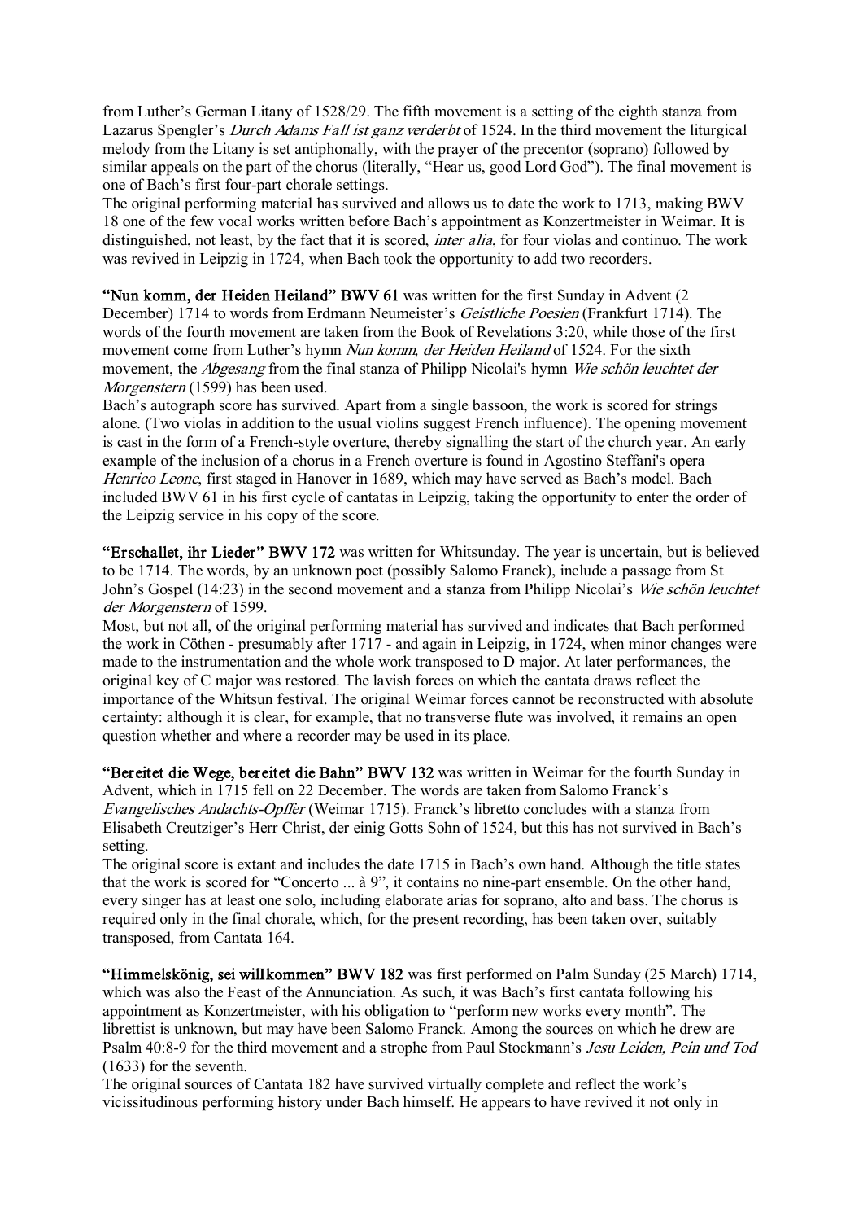from Luther's German Litany of 1528/29. The fifth movement is a setting of the eighth stanza from Lazarus Spengler's *Durch Adams Fall ist ganz verderbt* of 1524. In the third movement the liturgical melody from the Litany is set antiphonally, with the prayer of the precentor (soprano) followed by similar appeals on the part of the chorus (literally, "Hear us, good Lord God"). The final movement is one of Bach's first four-part chorale settings.
The original performing material has survived and allows us to date the work to 1713, making BWV 18 one of the few vocal works written before Bach's appointment as Konzertmeister in Weimar. It is distinguished, not least, by the fact that it is scored, *inter alia*, for four violas and continuo. The work was revived in Leipzig in 1724, when Bach took the opportunity to add two recorders.

**"Nun komm, der Heiden Heiland" BWV 61** was written for the first Sunday in Advent (2 December) 1714 to words from Erdmann Neumeister's *Geistliche Poesien* (Frankfurt 1714). The words of the fourth movement are taken from the Book of Revelations 3:20, while those of the first movement come from Luther's hymn *Nun komm, der Heiden Heiland* of 1524. For the sixth movement, the *Abgesang* from the final stanza of Philipp Nicolai's hymn *Wie schön leuchtet der Morgenstern* (1599) has been used.
Bach's autograph score has survived. Apart from a single bassoon, the work is scored for strings alone. (Two violas in addition to the usual violins suggest French influence). The opening movement is cast in the form of a French-style overture, thereby signalling the start of the church year. An early example of the inclusion of a chorus in a French overture is found in Agostino Steffani's opera *Henrico Leone*, first staged in Hanover in 1689, which may have served as Bach's model. Bach included BWV 61 in his first cycle of cantatas in Leipzig, taking the opportunity to enter the order of the Leipzig service in his copy of the score.

**"Erschallet, ihr Lieder" BWV 172** was written for Whitsunday. The year is uncertain, but is believed to be 1714. The words, by an unknown poet (possibly Salomo Franck), include a passage from St John's Gospel (14:23) in the second movement and a stanza from Philipp Nicolai's *Wie schön leuchtet der Morgenstern* of 1599.
Most, but not all, of the original performing material has survived and indicates that Bach performed the work in Cöthen - presumably after 1717 - and again in Leipzig, in 1724, when minor changes were made to the instrumentation and the whole work transposed to D major. At later performances, the original key of C major was restored. The lavish forces on which the cantata draws reflect the importance of the Whitsun festival. The original Weimar forces cannot be reconstructed with absolute certainty: although it is clear, for example, that no transverse flute was involved, it remains an open question whether and where a recorder may be used in its place.

**"Bereitet die Wege, bereitet die Bahn" BWV 132** was written in Weimar for the fourth Sunday in Advent, which in 1715 fell on 22 December. The words are taken from Salomo Franck's *Evangelisches Andachts-Opffer* (Weimar 1715). Franck's libretto concludes with a stanza from Elisabeth Creutziger's Herr Christ, der einig Gotts Sohn of 1524, but this has not survived in Bach's setting.
The original score is extant and includes the date 1715 in Bach's own hand. Although the title states that the work is scored for "Concerto ... à 9", it contains no nine-part ensemble. On the other hand, every singer has at least one solo, including elaborate arias for soprano, alto and bass. The chorus is required only in the final chorale, which, for the present recording, has been taken over, suitably transposed, from Cantata 164.

**"Himmelskönig, sei willkommen" BWV 182** was first performed on Palm Sunday (25 March) 1714, which was also the Feast of the Annunciation. As such, it was Bach's first cantata following his appointment as Konzertmeister, with his obligation to "perform new works every month". The librettist is unknown, but may have been Salomo Franck. Among the sources on which he drew are Psalm 40:8-9 for the third movement and a strophe from Paul Stockmann's *Jesu Leiden, Pein und Tod* (1633) for the seventh.
The original sources of Cantata 182 have survived virtually complete and reflect the work's vicissitudinous performing history under Bach himself. He appears to have revived it not only in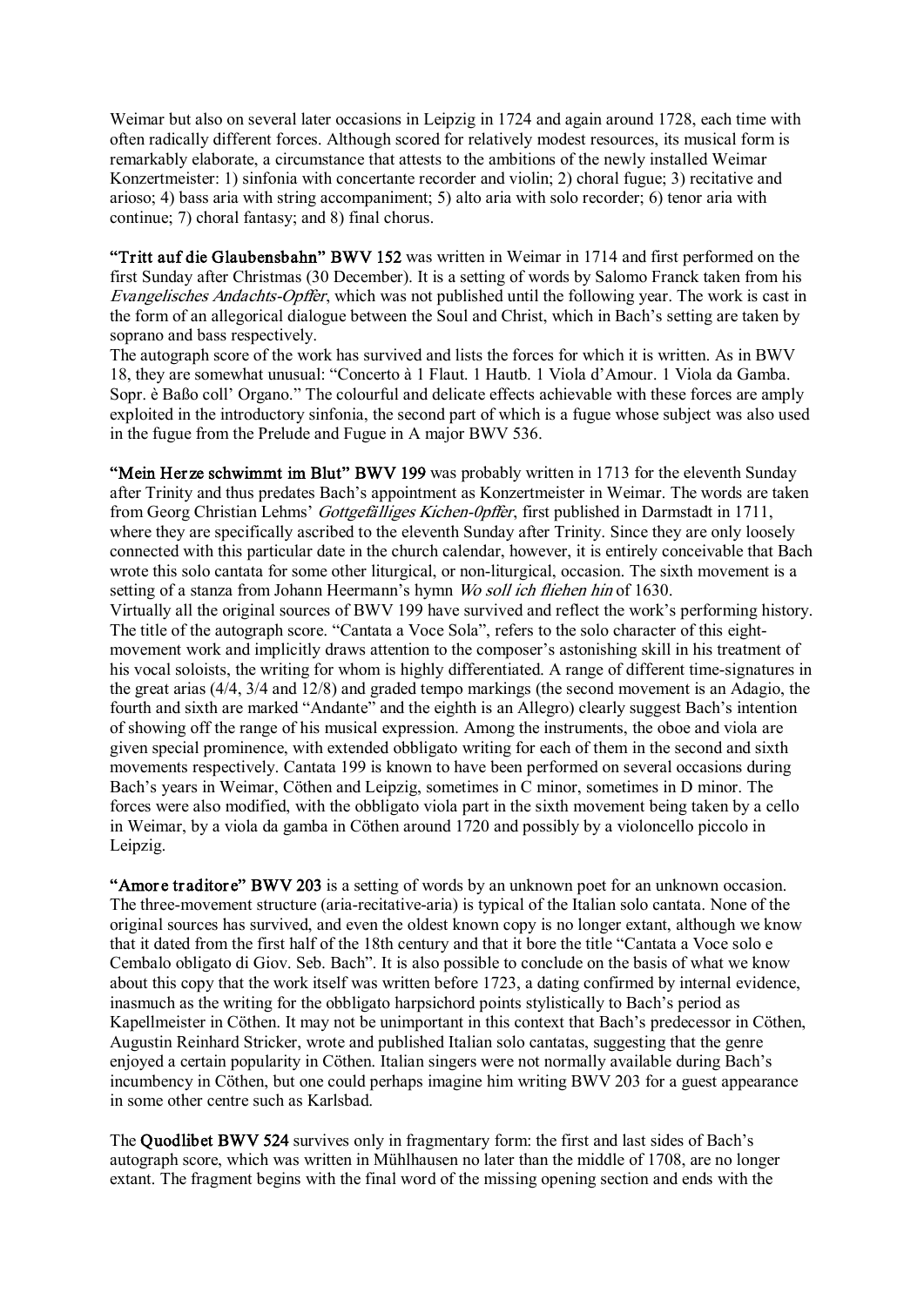Weimar but also on several later occasions in Leipzig in 1724 and again around 1728, each time with often radically different forces. Although scored for relatively modest resources, its musical form is remarkably elaborate, a circumstance that attests to the ambitions of the newly installed Weimar Konzertmeister: 1) sinfonia with concertante recorder and violin; 2) choral fugue; 3) recitative and arioso; 4) bass aria with string accompaniment; 5) alto aria with solo recorder; 6) tenor aria with continue; 7) choral fantasy; and 8) final chorus.

**"Tritt auf die Glaubensbahn" BWV 152** was written in Weimar in 1714 and first performed on the first Sunday after Christmas (30 December). It is a setting of words by Salomo Franck taken from his *Evangelisches Andachts-Opffer*, which was not published until the following year. The work is cast in the form of an allegorical dialogue between the Soul and Christ, which in Bach's setting are taken by soprano and bass respectively.
The autograph score of the work has survived and lists the forces for which it is written. As in BWV 18, they are somewhat unusual: "Concerto à 1 Flaut. 1 Hautb. 1 Viola d'Amour. 1 Viola da Gamba. Sopr. è Baßo coll' Organo." The colourful and delicate effects achievable with these forces are amply exploited in the introductory sinfonia, the second part of which is a fugue whose subject was also used in the fugue from the Prelude and Fugue in A major BWV 536.

**"Mein Herze schwimmt im Blut" BWV 199** was probably written in 1713 for the eleventh Sunday after Trinity and thus predates Bach's appointment as Konzertmeister in Weimar. The words are taken from Georg Christian Lehms' *Gottgefälliges Kichen-0pffer*, first published in Darmstadt in 1711, where they are specifically ascribed to the eleventh Sunday after Trinity. Since they are only loosely connected with this particular date in the church calendar, however, it is entirely conceivable that Bach wrote this solo cantata for some other liturgical, or non-liturgical, occasion. The sixth movement is a setting of a stanza from Johann Heermann's hymn *Wo soll ich fliehen hin* of 1630.
Virtually all the original sources of BWV 199 have survived and reflect the work's performing history. The title of the autograph score. "Cantata a Voce Sola", refers to the solo character of this eight-movement work and implicitly draws attention to the composer's astonishing skill in his treatment of his vocal soloists, the writing for whom is highly differentiated. A range of different time-signatures in the great arias (4/4, 3/4 and 12/8) and graded tempo markings (the second movement is an Adagio, the fourth and sixth are marked "Andante" and the eighth is an Allegro) clearly suggest Bach's intention of showing off the range of his musical expression. Among the instruments, the oboe and viola are given special prominence, with extended obbligato writing for each of them in the second and sixth movements respectively. Cantata 199 is known to have been performed on several occasions during Bach's years in Weimar, Cöthen and Leipzig, sometimes in C minor, sometimes in D minor. The forces were also modified, with the obbligato viola part in the sixth movement being taken by a cello in Weimar, by a viola da gamba in Cöthen around 1720 and possibly by a violoncello piccolo in Leipzig.

**"Amore traditore" BWV 203** is a setting of words by an unknown poet for an unknown occasion. The three-movement structure (aria-recitative-aria) is typical of the Italian solo cantata. None of the original sources has survived, and even the oldest known copy is no longer extant, although we know that it dated from the first half of the 18th century and that it bore the title "Cantata a Voce solo e Cembalo obligato di Giov. Seb. Bach". It is also possible to conclude on the basis of what we know about this copy that the work itself was written before 1723, a dating confirmed by internal evidence, inasmuch as the writing for the obbligato harpsichord points stylistically to Bach's period as Kapellmeister in Cöthen. It may not be unimportant in this context that Bach's predecessor in Cöthen, Augustin Reinhard Stricker, wrote and published Italian solo cantatas, suggesting that the genre enjoyed a certain popularity in Cöthen. Italian singers were not normally available during Bach's incumbency in Cöthen, but one could perhaps imagine him writing BWV 203 for a guest appearance in some other centre such as Karlsbad.

The **Quodlibet BWV 524** survives only in fragmentary form: the first and last sides of Bach's autograph score, which was written in Mühlhausen no later than the middle of 1708, are no longer extant. The fragment begins with the final word of the missing opening section and ends with the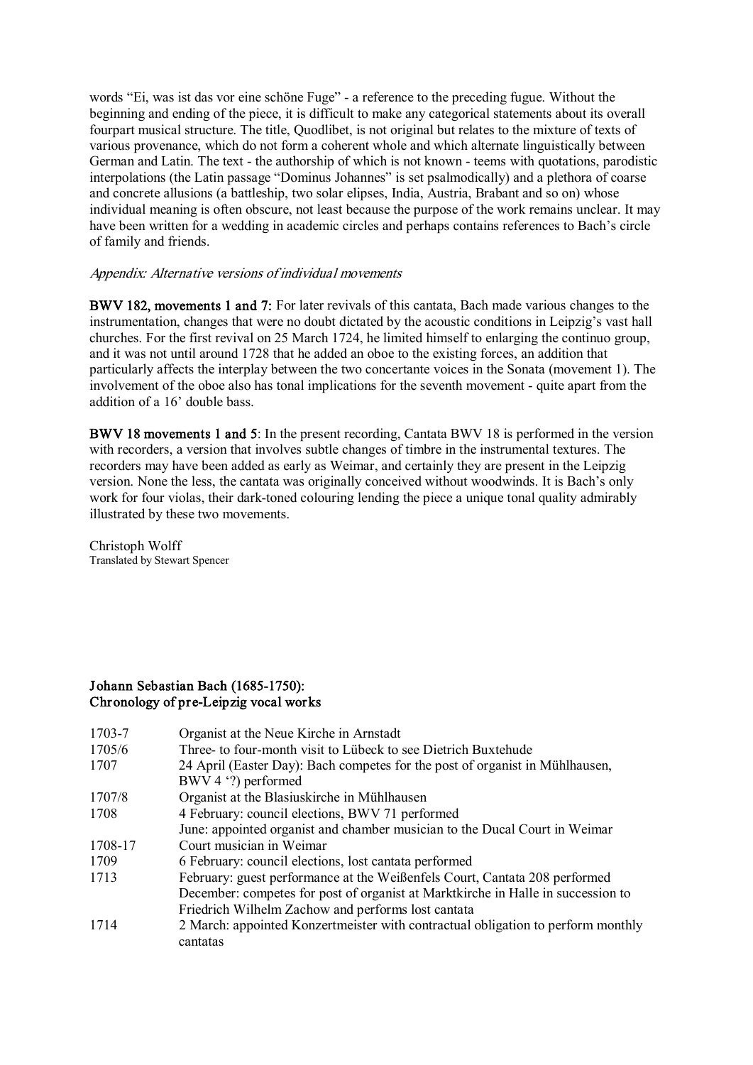words “Ei, was ist das vor eine schöne Fuge” - a reference to the preceding fugue. Without the beginning and ending of the piece, it is difficult to make any categorical statements about its overall fourpart musical structure. The title, Quodlibet, is not original but relates to the mixture of texts of various provenance, which do not form a coherent whole and which alternate linguistically between German and Latin. The text - the authorship of which is not known - teems with quotations, parodistic interpolations (the Latin passage “Dominus Johannes” is set psalmodically) and a plethora of coarse and concrete allusions (a battleship, two solar elipses, India, Austria, Brabant and so on) whose individual meaning is often obscure, not least because the purpose of the work remains unclear. It may have been written for a wedding in academic circles and perhaps contains references to Bach’s circle of family and friends.

*Appendix: Alternative versions of individual movements*

**BWV 182, movements 1 and 7:** For later revivals of this cantata, Bach made various changes to the instrumentation, changes that were no doubt dictated by the acoustic conditions in Leipzig’s vast hall churches. For the first revival on 25 March 1724, he limited himself to enlarging the continuo group, and it was not until around 1728 that he added an oboe to the existing forces, an addition that particularly affects the interplay between the two concertante voices in the Sonata (movement 1). The involvement of the oboe also has tonal implications for the seventh movement - quite apart from the addition of a 16’ double bass.

**BWV 18 movements 1 and 5**: In the present recording, Cantata BWV 18 is performed in the version with recorders, a version that involves subtle changes of timbre in the instrumental textures. The recorders may have been added as early as Weimar, and certainly they are present in the Leipzig version. None the less, the cantata was originally conceived without woodwinds. It is Bach’s only work for four violas, their dark-toned colouring lending the piece a unique tonal quality admirably illustrated by these two movements.

Christoph Wolff
Translated by Stewart Spencer

## Johann Sebastian Bach (1685-1750): Chronology of pre-Leipzig vocal works

| | |
|---|---|
| 1703-7 | Organist at the Neue Kirche in Arnstadt |
| 1705/6 | Three- to four-month visit to Lübeck to see Dietrich Buxtehude |
| 1707 | 24 April (Easter Day): Bach competes for the post of organist in Mühlhausen, BWV 4 ‘?) performed |
| 1707/8 | Organist at the Blasiuskirche in Mühlhausen |
| 1708 | 4 February: council elections, BWV 71 performed<br>June: appointed organist and chamber musician to the Ducal Court in Weimar |
| 1708-17 | Court musician in Weimar |
| 1709 | 6 February: council elections, lost cantata performed |
| 1713 | February: guest performance at the Weißenfels Court, Cantata 208 performed<br>December: competes for post of organist at Marktkirche in Halle in succession to Friedrich Wilhelm Zachow and performs lost cantata |
| 1714 | 2 March: appointed Konzertmeister with contractual obligation to perform monthly cantatas |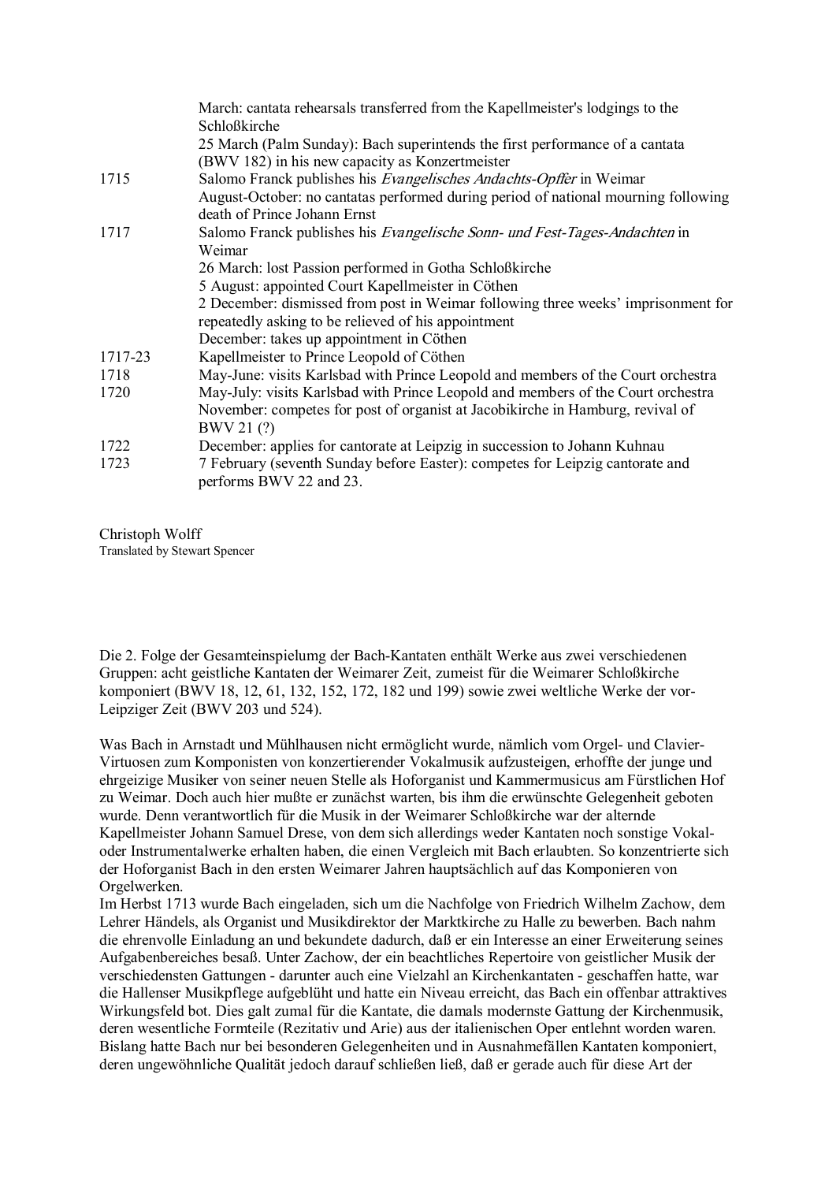| | |
|---|---|
| | March: cantata rehearsals transferred from the Kapellmeister's lodgings to the Schloßkirche |
| | 25 March (Palm Sunday): Bach superintends the first performance of a cantata (BWV 182) in his new capacity as Konzertmeister |
| 1715 | Salomo Franck publishes his *Evangelisches Andachts-Opffer* in Weimar |
| | August-October: no cantatas performed during period of national mourning following death of Prince Johann Ernst |
| 1717 | Salomo Franck publishes his *Evangelische Sonn- und Fest-Tages-Andachten* in Weimar |
| | 26 March: lost Passion performed in Gotha Schloßkirche |
| | 5 August: appointed Court Kapellmeister in Cöthen |
| | 2 December: dismissed from post in Weimar following three weeks' imprisonment for repeatedly asking to be relieved of his appointment |
| | December: takes up appointment in Cöthen |
| 1717-23 | Kapellmeister to Prince Leopold of Cöthen |
| 1718 | May-June: visits Karlsbad with Prince Leopold and members of the Court orchestra |
| 1720 | May-July: visits Karlsbad with Prince Leopold and members of the Court orchestra |
| | November: competes for post of organist at Jacobikirche in Hamburg, revival of BWV 21 (?) |
| 1722 | December: applies for cantorate at Leipzig in succession to Johann Kuhnau |
| 1723 | 7 February (seventh Sunday before Easter): competes for Leipzig cantorate and performs BWV 22 and 23. |

Christoph Wolff
Translated by Stewart Spencer

Die 2. Folge der Gesamteinspielumg der Bach-Kantaten enthält Werke aus zwei verschiedenen Gruppen: acht geistliche Kantaten der Weimarer Zeit, zumeist für die Weimarer Schloßkirche komponiert (BWV 18, 12, 61, 132, 152, 172, 182 und 199) sowie zwei weltliche Werke der vor-Leipziger Zeit (BWV 203 und 524).

Was Bach in Arnstadt und Mühlhausen nicht ermöglicht wurde, nämlich vom Orgel- und Clavier-Virtuosen zum Komponisten von konzertierender Vokalmusik aufzusteigen, erhoffte der junge und ehrgeizige Musiker von seiner neuen Stelle als Hoforganist und Kammermusicus am Fürstlichen Hof zu Weimar. Doch auch hier mußte er zunächst warten, bis ihm die erwünschte Gelegenheit geboten wurde. Denn verantwortlich für die Musik in der Weimarer Schloßkirche war der alternde Kapellmeister Johann Samuel Drese, von dem sich allerdings weder Kantaten noch sonstige Vokal- oder Instrumentalwerke erhalten haben, die einen Vergleich mit Bach erlaubten. So konzentrierte sich der Hoforganist Bach in den ersten Weimarer Jahren hauptsächlich auf das Komponieren von Orgelwerken.
Im Herbst 1713 wurde Bach eingeladen, sich um die Nachfolge von Friedrich Wilhelm Zachow, dem Lehrer Händels, als Organist und Musikdirektor der Marktkirche zu Halle zu bewerben. Bach nahm die ehrenvolle Einladung an und bekundete dadurch, daß er ein Interesse an einer Erweiterung seines Aufgabenbereiches besaß. Unter Zachow, der ein beachtliches Repertoire von geistlicher Musik der verschiedensten Gattungen - darunter auch eine Vielzahl an Kirchenkantaten - geschaffen hatte, war die Hallenser Musikpflege aufgeblüht und hatte ein Niveau erreicht, das Bach ein offenbar attraktives Wirkungsfeld bot. Dies galt zumal für die Kantate, die damals modernste Gattung der Kirchenmusik, deren wesentliche Formteile (Rezitativ und Arie) aus der italienischen Oper entlehnt worden waren. Bislang hatte Bach nur bei besonderen Gelegenheiten und in Ausnahmefällen Kantaten komponiert, deren ungewöhnliche Qualität jedoch darauf schließen ließ, daß er gerade auch für diese Art der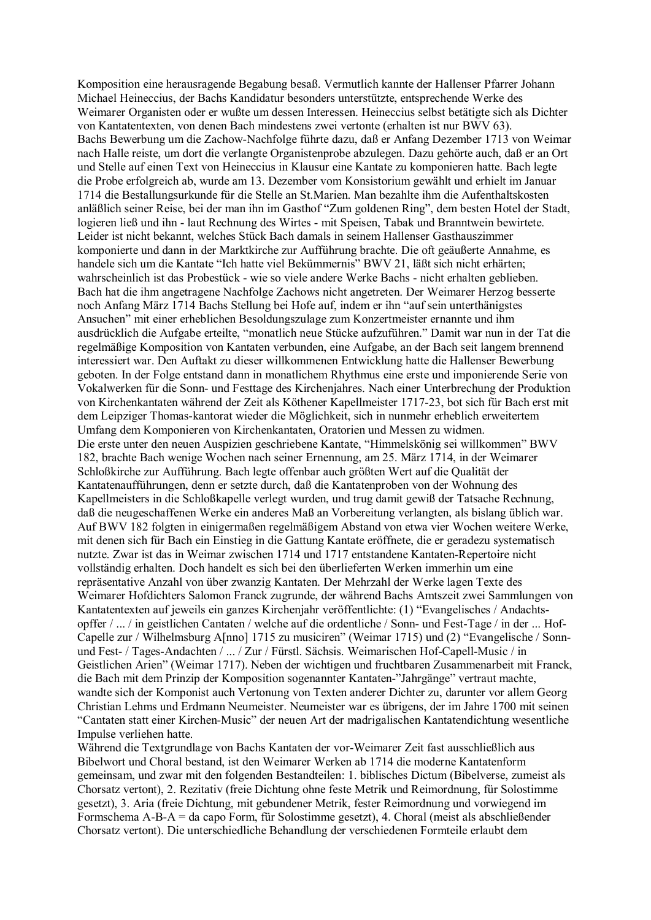Komposition eine herausragende Begabung besaß. Vermutlich kannte der Hallenser Pfarrer Johann Michael Heineccius, der Bachs Kandidatur besonders unterstützte, entsprechende Werke des Weimarer Organisten oder er wußte um dessen Interessen. Heineccius selbst betätigte sich als Dichter von Kantatentexten, von denen Bach mindestens zwei vertonte (erhalten ist nur BWV 63).

Bachs Bewerbung um die Zachow-Nachfolge führte dazu, daß er Anfang Dezember 1713 von Weimar nach Halle reiste, um dort die verlangte Organistenprobe abzulegen. Dazu gehörte auch, daß er an Ort und Stelle auf einen Text von Heineccius in Klausur eine Kantate zu komponieren hatte. Bach legte die Probe erfolgreich ab, wurde am 13. Dezember vom Konsistorium gewählt und erhielt im Januar 1714 die Bestallungsurkunde für die Stelle an St.Marien. Man bezahlte ihm die Aufenthaltskosten anläßlich seiner Reise, bei der man ihn im Gasthof "Zum goldenen Ring", dem besten Hotel der Stadt, logieren ließ und ihn - laut Rechnung des Wirtes - mit Speisen, Tabak und Branntwein bewirtete. Leider ist nicht bekannt, welches Stück Bach damals in seinem Hallenser Gasthauszimmer komponierte und dann in der Marktkirche zur Aufführung brachte. Die oft geäußerte Annahme, es handele sich um die Kantate "Ich hatte viel Bekümmernis" BWV 21, läßt sich nicht erhärten; wahrscheinlich ist das Probestück - wie so viele andere Werke Bachs - nicht erhalten geblieben.

Bach hat die ihm angetragene Nachfolge Zachows nicht angetreten. Der Weimarer Herzog besserte noch Anfang März 1714 Bachs Stellung bei Hofe auf, indem er ihn "auf sein unterthänigstes Ansuchen" mit einer erheblichen Besoldungszulage zum Konzertmeister ernannte und ihm ausdrücklich die Aufgabe erteilte, "monatlich neue Stücke aufzuführen." Damit war nun in der Tat die regelmäßige Komposition von Kantaten verbunden, eine Aufgabe, an der Bach seit langem brennend interessiert war. Den Auftakt zu dieser willkommenen Entwicklung hatte die Hallenser Bewerbung geboten. In der Folge entstand dann in monatlichem Rhythmus eine erste und imponierende Serie von Vokalwerken für die Sonn- und Festtage des Kirchenjahres. Nach einer Unterbrechung der Produktion von Kirchenkantaten während der Zeit als Köthener Kapellmeister 1717-23, bot sich für Bach erst mit dem Leipziger Thomas-kantorat wieder die Möglichkeit, sich in nunmehr erheblich erweitertem Umfang dem Komponieren von Kirchenkantaten, Oratorien und Messen zu widmen.

Die erste unter den neuen Auspizien geschriebene Kantate, "Himmelskönig sei willkommen" BWV 182, brachte Bach wenige Wochen nach seiner Ernennung, am 25. März 1714, in der Weimarer Schloßkirche zur Aufführung. Bach legte offenbar auch größten Wert auf die Qualität der Kantatenaufführungen, denn er setzte durch, daß die Kantatenproben von der Wohnung des Kapellmeisters in die Schloßkapelle verlegt wurden, und trug damit gewiß der Tatsache Rechnung, daß die neugeschaffenen Werke ein anderes Maß an Vorbereitung verlangten, als bislang üblich war. Auf BWV 182 folgten in einigermaßen regelmäßigem Abstand von etwa vier Wochen weitere Werke, mit denen sich für Bach ein Einstieg in die Gattung Kantate eröffnete, die er geradezu systematisch nutzte. Zwar ist das in Weimar zwischen 1714 und 1717 entstandene Kantaten-Repertoire nicht vollständig erhalten. Doch handelt es sich bei den überlieferten Werken immerhin um eine repräsentative Anzahl von über zwanzig Kantaten. Der Mehrzahl der Werke lagen Texte des Weimarer Hofdichters Salomon Franck zugrunde, der während Bachs Amtszeit zwei Sammlungen von Kantatentexten auf jeweils ein ganzes Kirchenjahr veröffentlichte: (1) "Evangelisches / Andachts-opffer / ... / in geistlichen Cantaten / welche auf die ordentliche / Sonn- und Fest-Tage / in ... Hof-Capelle zur / Wilhelmsburg A[nno] 1715 zu musiciren" (Weimar 1715) und (2) "Evangelische / Sonn-und Fest- / Tages-Andachten / ... / Zur / Fürstl. Sächsis. Weimarischen Hof-Capell-Music / in Geistlichen Arien" (Weimar 1717). Neben der wichtigen und fruchtbaren Zusammenarbeit mit Franck, die Bach mit dem Prinzip der Komposition sogenannter Kantaten-"Jahrgänge" vertraut machte, wandte sich der Komponist auch Vertonung von Texten anderer Dichter zu, darunter vor allem Georg Christian Lehms und Erdmann Neumeister. Neumeister war es übrigens, der im Jahre 1700 mit seinen "Cantaten statt einer Kirchen-Music" der neuen Art der madrigalischen Kantatendichtung wesentliche Impulse verliehen hatte.

Während die Textgrundlage von Bachs Kantaten der vor-Weimarer Zeit fast ausschließlich aus Bibelwort und Choral bestand, ist den Weimarer Werken ab 1714 die moderne Kantatenform gemeinsam, und zwar mit den folgenden Bestandteilen: 1. biblisches Dictum (Bibelverse, zumeist als Chorsatz vertont), 2. Rezitativ (freie Dichtung ohne feste Metrik und Reimordnung, für Solostimme gesetzt), 3. Aria (freie Dichtung, mit gebundener Metrik, fester Reimordnung und vorwiegend im Formschema A-B-A = da capo Form, für Solostimme gesetzt), 4. Choral (meist als abschließender Chorsatz vertont). Die unterschiedliche Behandlung der verschiedenen Formteile erlaubt dem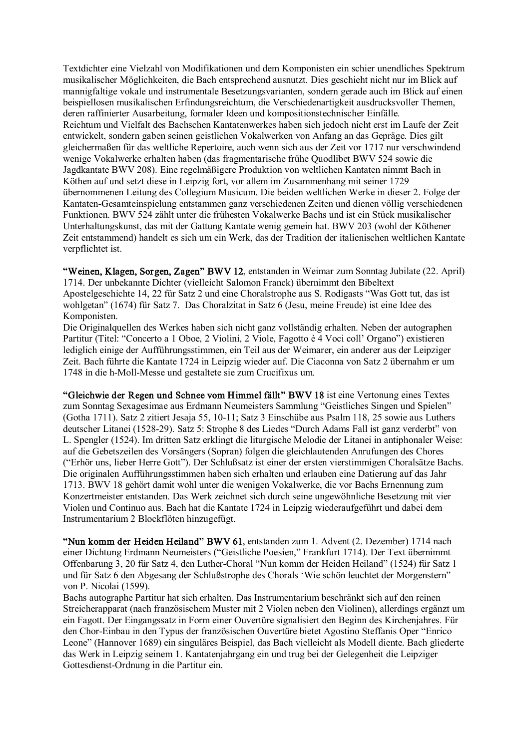Textdichter eine Vielzahl von Modifikationen und dem Komponisten ein schier unendliches Spektrum musikalischer Möglichkeiten, die Bach entsprechend ausnutzt. Dies geschieht nicht nur im Blick auf mannigfaltige vokale und instrumentale Besetzungsvarianten, sondern gerade auch im Blick auf einen beispiellosen musikalischen Erfindungsreichtum, die Verschiedenartigkeit ausdrucksvoller Themen, deren raffinierter Ausarbeitung, formaler Ideen und kompositionstechnischer Einfälle.
Reichtum und Vielfalt des Bachschen Kantatenwerkes haben sich jedoch nicht erst im Laufe der Zeit entwickelt, sondern gaben seinen geistlichen Vokalwerken von Anfang an das Gepräge. Dies gilt gleichermaßen für das weltliche Repertoire, auch wenn sich aus der Zeit vor 1717 nur verschwindend wenige Vokalwerke erhalten haben (das fragmentarische frühe Quodlibet BWV 524 sowie die Jagdkantate BWV 208). Eine regelmäßigere Produktion von weltlichen Kantaten nimmt Bach in Köthen auf und setzt diese in Leipzig fort, vor allem im Zusammenhang mit seiner 1729 übernommenen Leitung des Collegium Musicum. Die beiden weltlichen Werke in dieser 2. Folge der Kantaten-Gesamteinspielung entstammen ganz verschiedenen Zeiten und dienen völlig verschiedenen Funktionen. BWV 524 zählt unter die frühesten Vokalwerke Bachs und ist ein Stück musikalischer Unterhaltungskunst, das mit der Gattung Kantate wenig gemein hat. BWV 203 (wohl der Köthener Zeit entstammend) handelt es sich um ein Werk, das der Tradition der italienischen weltlichen Kantate verpflichtet ist.

**"Weinen, Klagen, Sorgen, Zagen" BWV 12**, entstanden in Weimar zum Sonntag Jubilate (22. April) 1714. Der unbekannte Dichter (vielleicht Salomon Franck) übernimmt den Bibeltext Apostelgeschichte 14, 22 für Satz 2 und eine Choralstrophe aus S. Rodigasts "Was Gott tut, das ist wohlgetan" (1674) für Satz 7. Das Choralzitat in Satz 6 (Jesu, meine Freude) ist eine Idee des Komponisten.
Die Originalquellen des Werkes haben sich nicht ganz vollständig erhalten. Neben der autographen Partitur (Titel: "Concerto a 1 Oboe, 2 Violini, 2 Viole, Fagotto è 4 Voci coll' Organo") existieren lediglich einige der Aufführungsstimmen, ein Teil aus der Weimarer, ein anderer aus der Leipziger Zeit. Bach führte die Kantate 1724 in Leipzig wieder auf. Die Ciaconna von Satz 2 übernahm er um 1748 in die h-Moll-Messe und gestaltete sie zum Crucifixus um.

**"Gleichwie der Regen und Schnee vom Himmel fällt" BWV 18** ist eine Vertonung eines Textes zum Sonntag Sexagesimae aus Erdmann Neumeisters Sammlung "Geistliches Singen und Spielen" (Gotha 1711). Satz 2 zitiert Jesaja 55, 10-11; Satz 3 Einschübe aus Psalm 118, 25 sowie aus Luthers deutscher Litanei (1528-29). Satz 5: Strophe 8 des Liedes "Durch Adams Fall ist ganz verderbt" von L. Spengler (1524). Im dritten Satz erklingt die liturgische Melodie der Litanei in antiphonaler Weise: auf die Gebetszeilen des Vorsängers (Sopran) folgen die gleichlautenden Anrufungen des Chores ("Erhör uns, lieber Herre Gott"). Der Schlußsatz ist einer der ersten vierstimmigen Choralsätze Bachs. Die originalen Aufführungsstimmen haben sich erhalten und erlauben eine Datierung auf das Jahr 1713. BWV 18 gehört damit wohl unter die wenigen Vokalwerke, die vor Bachs Ernennung zum Konzertmeister entstanden. Das Werk zeichnet sich durch seine ungewöhnliche Besetzung mit vier Violen und Continuo aus. Bach hat die Kantate 1724 in Leipzig wiederaufgeführt und dabei dem Instrumentarium 2 Blockflöten hinzugefügt.

**"Nun komm der Heiden Heiland" BWV 61**, entstanden zum 1. Advent (2. Dezember) 1714 nach einer Dichtung Erdmann Neumeisters ("Geistliche Poesien," Frankfurt 1714). Der Text übernimmt Offenbarung 3, 20 für Satz 4, den Luther-Choral "Nun komm der Heiden Heiland" (1524) für Satz 1 und für Satz 6 den Abgesang der Schlußstrophe des Chorals 'Wie schön leuchtet der Morgenstern" von P. Nicolai (1599).
Bachs autographe Partitur hat sich erhalten. Das Instrumentarium beschränkt sich auf den reinen Streicherapparat (nach französischem Muster mit 2 Violen neben den Violinen), allerdings ergänzt um ein Fagott. Der Eingangssatz in Form einer Ouvertüre signalisiert den Beginn des Kirchenjahres. Für den Chor-Einbau in den Typus der französischen Ouvertüre bietet Agostino Steffanis Oper "Enrico Leone" (Hannover 1689) ein singuläres Beispiel, das Bach vielleicht als Modell diente. Bach gliederte das Werk in Leipzig seinem 1. Kantatenjahrgang ein und trug bei der Gelegenheit die Leipziger Gottesdienst-Ordnung in die Partitur ein.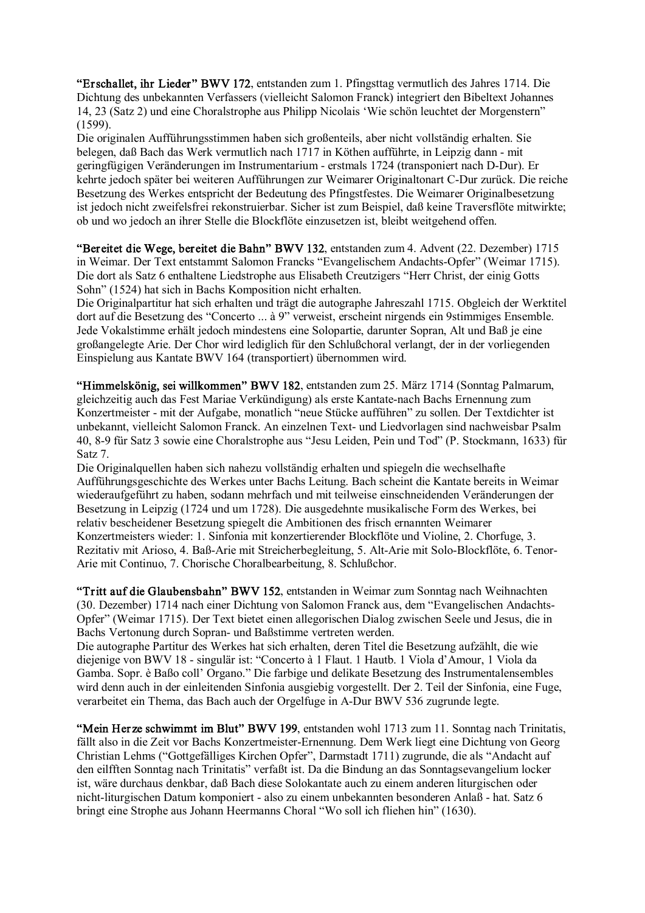**“Erschallet, ihr Lieder” BWV 172**, entstanden zum 1. Pfingsttag vermutlich des Jahres 1714. Die Dichtung des unbekannten Verfassers (vielleicht Salomon Franck) integriert den Bibeltext Johannes 14, 23 (Satz 2) und eine Choralstrophe aus Philipp Nicolais ‘Wie schön leuchtet der Morgenstern” (1599).
Die originalen Aufführungsstimmen haben sich großenteils, aber nicht vollständig erhalten. Sie belegen, daß Bach das Werk vermutlich nach 1717 in Köthen aufführte, in Leipzig dann - mit geringfügigen Veränderungen im Instrumentarium - erstmals 1724 (transponiert nach D-Dur). Er kehrte jedoch später bei weiteren Aufführungen zur Weimarer Originaltonart C-Dur zurück. Die reiche Besetzung des Werkes entspricht der Bedeutung des Pfingstfestes. Die Weimarer Originalbesetzung ist jedoch nicht zweifelsfrei rekonstruierbar. Sicher ist zum Beispiel, daß keine Traversflöte mitwirkte; ob und wo jedoch an ihrer Stelle die Blockflöte einzusetzen ist, bleibt weitgehend offen.

**“Bereitet die Wege, bereitet die Bahn” BWV 132**, entstanden zum 4. Advent (22. Dezember) 1715 in Weimar. Der Text entstammt Salomon Francks “Evangelischem Andachts-Opfer” (Weimar 1715). Die dort als Satz 6 enthaltene Liedstrophe aus Elisabeth Creutzigers “Herr Christ, der einig Gotts Sohn” (1524) hat sich in Bachs Komposition nicht erhalten.
Die Originalpartitur hat sich erhalten und trägt die autographe Jahreszahl 1715. Obgleich der Werktitel dort auf die Besetzung des “Concerto ... à 9” verweist, erscheint nirgends ein 9stimmiges Ensemble. Jede Vokalstimme erhält jedoch mindestens eine Solopartie, darunter Sopran, Alt und Baß je eine großangelegte Arie. Der Chor wird lediglich für den Schlußchoral verlangt, der in der vorliegenden Einspielung aus Kantate BWV 164 (transportiert) übernommen wird.

**“Himmelskönig, sei willkommen” BWV 182**, entstanden zum 25. März 1714 (Sonntag Palmarum, gleichzeitig auch das Fest Mariae Verkündigung) als erste Kantate-nach Bachs Ernennung zum Konzertmeister - mit der Aufgabe, monatlich “neue Stücke aufführen” zu sollen. Der Textdichter ist unbekannt, vielleicht Salomon Franck. An einzelnen Text- und Liedvorlagen sind nachweisbar Psalm 40, 8-9 für Satz 3 sowie eine Choralstrophe aus “Jesu Leiden, Pein und Tod” (P. Stockmann, 1633) für Satz 7.
Die Originalquellen haben sich nahezu vollständig erhalten und spiegeln die wechselhafte Aufführungsgeschichte des Werkes unter Bachs Leitung. Bach scheint die Kantate bereits in Weimar wiederaufgeführt zu haben, sodann mehrfach und mit teilweise einschneidenden Veränderungen der Besetzung in Leipzig (1724 und um 1728). Die ausgedehnte musikalische Form des Werkes, bei relativ bescheidener Besetzung spiegelt die Ambitionen des frisch ernannten Weimarer Konzertmeisters wieder: 1. Sinfonia mit konzertierender Blockflöte und Violine, 2. Chorfuge, 3. Rezitativ mit Arioso, 4. Baß-Arie mit Streicherbegleitung, 5. Alt-Arie mit Solo-Blockflöte, 6. Tenor-Arie mit Continuo, 7. Chorische Choralbearbeitung, 8. Schlußchor.

**“Tritt auf die Glaubensbahn” BWV 152**, entstanden in Weimar zum Sonntag nach Weihnachten (30. Dezember) 1714 nach einer Dichtung von Salomon Franck aus, dem “Evangelischen Andachts-Opfer” (Weimar 1715). Der Text bietet einen allegorischen Dialog zwischen Seele und Jesus, die in Bachs Vertonung durch Sopran- und Baßstimme vertreten werden.
Die autographe Partitur des Werkes hat sich erhalten, deren Titel die Besetzung aufzählt, die wie diejenige von BWV 18 - singulär ist: “Concerto à 1 Flaut. 1 Hautb. 1 Viola d’Amour, 1 Viola da Gamba. Sopr. è Baßo coll’ Organo.” Die farbige und delikate Besetzung des Instrumentalensembles wird denn auch in der einleitenden Sinfonia ausgiebig vorgestellt. Der 2. Teil der Sinfonia, eine Fuge, verarbeitet ein Thema, das Bach auch der Orgelfuge in A-Dur BWV 536 zugrunde legte.

**“Mein Herze schwimmt im Blut” BWV 199**, entstanden wohl 1713 zum 11. Sonntag nach Trinitatis, fällt also in die Zeit vor Bachs Konzertmeister-Ernennung. Dem Werk liegt eine Dichtung von Georg Christian Lehms (“Gottgefälliges Kirchen Opfer”, Darmstadt 1711) zugrunde, die als “Andacht auf den eilfften Sonntag nach Trinitatis” verfaßt ist. Da die Bindung an das Sonntagsevangelium locker ist, wäre durchaus denkbar, daß Bach diese Solokantate auch zu einem anderen liturgischen oder nicht-liturgischen Datum komponiert - also zu einem unbekannten besonderen Anlaß - hat. Satz 6 bringt eine Strophe aus Johann Heermanns Choral “Wo soll ich fliehen hin” (1630).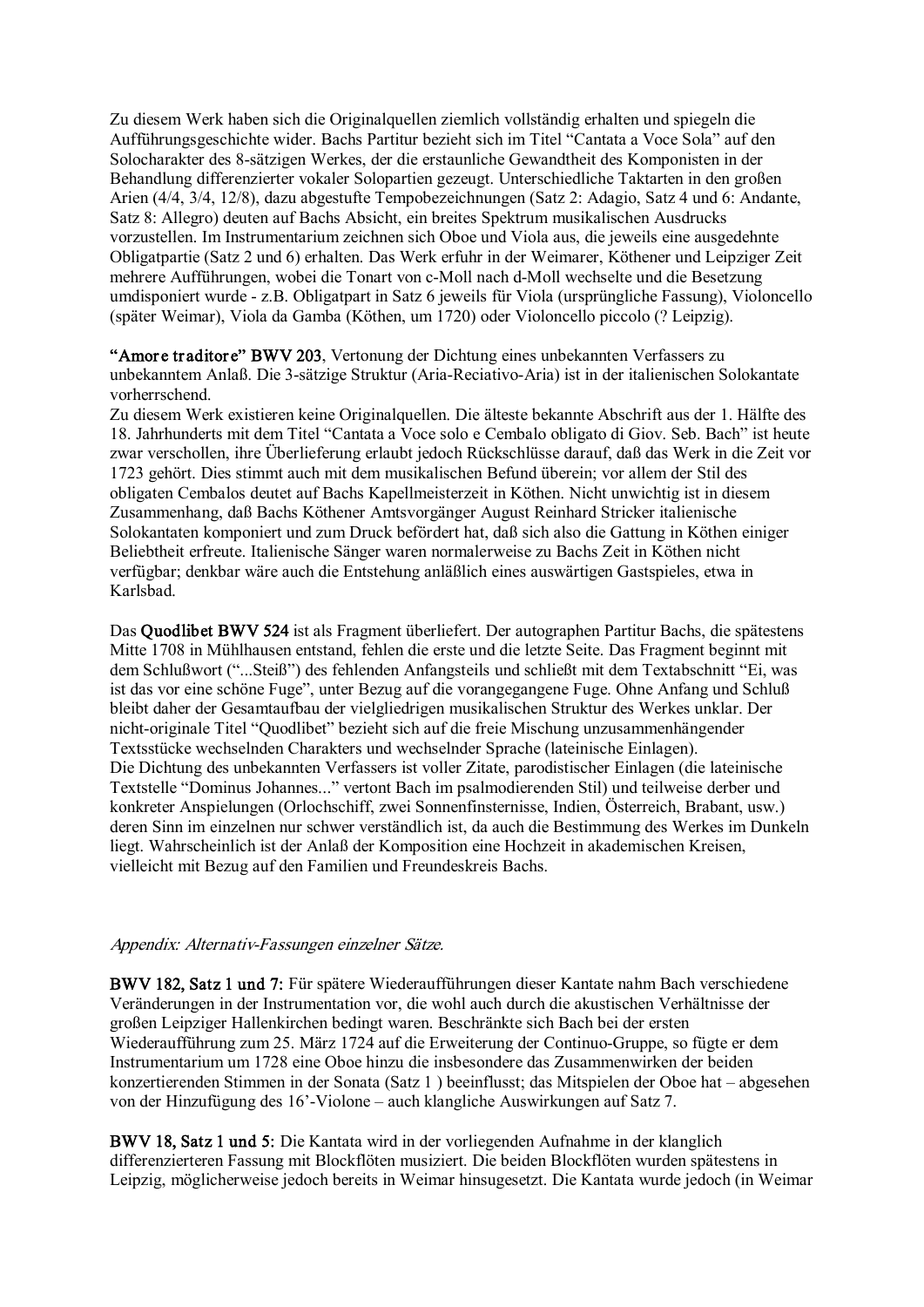Zu diesem Werk haben sich die Originalquellen ziemlich vollständig erhalten und spiegeln die Aufführungsgeschichte wider. Bachs Partitur bezieht sich im Titel "Cantata a Voce Sola" auf den Solocharakter des 8-sätzigen Werkes, der die erstaunliche Gewandtheit des Komponisten in der Behandlung differenzierter vokaler Solopartien gezeugt. Unterschiedliche Taktarten in den großen Arien (4/4, 3/4, 12/8), dazu abgestufte Tempobezeichnungen (Satz 2: Adagio, Satz 4 und 6: Andante, Satz 8: Allegro) deuten auf Bachs Absicht, ein breites Spektrum musikalischen Ausdrucks vorzustellen. Im Instrumentarium zeichnen sich Oboe und Viola aus, die jeweils eine ausgedehnte Obligatpartie (Satz 2 und 6) erhalten. Das Werk erfuhr in der Weimarer, Köthener und Leipziger Zeit mehrere Aufführungen, wobei die Tonart von c-Moll nach d-Moll wechselte und die Besetzung umdisponiert wurde - z.B. Obligatpart in Satz 6 jeweils für Viola (ursprüngliche Fassung), Violoncello (später Weimar), Viola da Gamba (Köthen, um 1720) oder Violoncello piccolo (? Leipzig).

**"Amore traditore" BWV 203**, Vertonung der Dichtung eines unbekannten Verfassers zu unbekanntem Anlaß. Die 3-sätzige Struktur (Aria-Reciativo-Aria) ist in der italienischen Solokantate vorherrschend.
Zu diesem Werk existieren keine Originalquellen. Die älteste bekannte Abschrift aus der 1. Hälfte des 18. Jahrhunderts mit dem Titel "Cantata a Voce solo e Cembalo obligato di Giov. Seb. Bach" ist heute zwar verschollen, ihre Überlieferung erlaubt jedoch Rückschlüsse darauf, daß das Werk in die Zeit vor 1723 gehört. Dies stimmt auch mit dem musikalischen Befund überein; vor allem der Stil des obligaten Cembalos deutet auf Bachs Kapellmeisterzeit in Köthen. Nicht unwichtig ist in diesem Zusammenhang, daß Bachs Köthener Amtsvorgänger August Reinhard Stricker italienische Solokantaten komponiert und zum Druck befördert hat, daß sich also die Gattung in Köthen einiger Beliebtheit erfreute. Italienische Sänger waren normalerweise zu Bachs Zeit in Köthen nicht verfügbar; denkbar wäre auch die Entstehung anläßlich eines auswärtigen Gastspieles, etwa in Karlsbad.

Das **Quodlibet BWV 524** ist als Fragment überliefert. Der autographen Partitur Bachs, die spätestens Mitte 1708 in Mühlhausen entstand, fehlen die erste und die letzte Seite. Das Fragment beginnt mit dem Schlußwort ("...Steiß") des fehlenden Anfangsteils und schließt mit dem Textabschnitt "Ei, was ist das vor eine schöne Fuge", unter Bezug auf die vorangegangene Fuge. Ohne Anfang und Schluß bleibt daher der Gesamtaufbau der vielgliedrigen musikalischen Struktur des Werkes unklar. Der nicht-originale Titel "Quodlibet" bezieht sich auf die freie Mischung unzusammenhängender Textsstücke wechselnden Charakters und wechselnder Sprache (lateinische Einlagen).
Die Dichtung des unbekannten Verfassers ist voller Zitate, parodistischer Einlagen (die lateinische Textstelle "Dominus Johannes..." vertont Bach im psalmodierenden Stil) und teilweise derber und konkreter Anspielungen (Orlochschiff, zwei Sonnenfinsternisse, Indien, Österreich, Brabant, usw.) deren Sinn im einzelnen nur schwer verständlich ist, da auch die Bestimmung des Werkes im Dunkeln liegt. Wahrscheinlich ist der Anlaß der Komposition eine Hochzeit in akademischen Kreisen, vielleicht mit Bezug auf den Familien und Freundeskreis Bachs.

*Appendix: Alternativ-Fassungen einzelner Sätze.*

**BWV 182, Satz 1 und 7:** Für spätere Wiederaufführungen dieser Kantate nahm Bach verschiedene Veränderungen in der Instrumentation vor, die wohl auch durch die akustischen Verhältnisse der großen Leipziger Hallenkirchen bedingt waren. Beschränkte sich Bach bei der ersten Wiederaufführung zum 25. März 1724 auf die Erweiterung der Continuo-Gruppe, so fügte er dem Instrumentarium um 1728 eine Oboe hinzu die insbesondere das Zusammenwirken der beiden konzertierenden Stimmen in der Sonata (Satz 1 ) beeinflusst; das Mitspielen der Oboe hat – abgesehen von der Hinzufügung des 16'-Violone – auch klangliche Auswirkungen auf Satz 7.

**BWV 18, Satz 1 und 5:** Die Kantata wird in der vorliegenden Aufnahme in der klanglich differenzierteren Fassung mit Blockflöten musiziert. Die beiden Blockflöten wurden spätestens in Leipzig, möglicherweise jedoch bereits in Weimar hinsugesetzt. Die Kantata wurde jedoch (in Weimar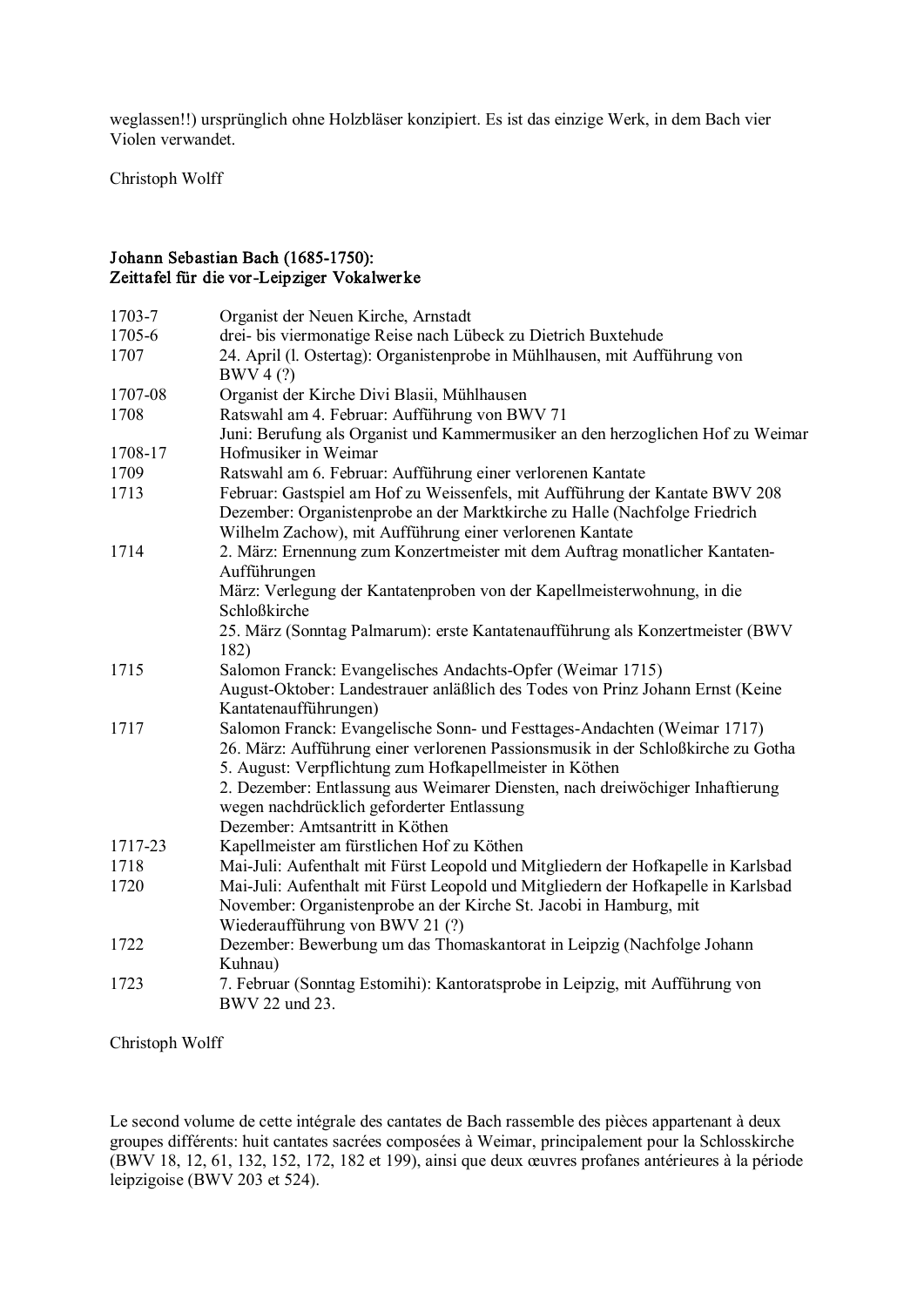weglassen!!) ursprünglich ohne Holzbläser konzipiert. Es ist das einzige Werk, in dem Bach vier Violen verwandet.

Christoph Wolff

**Johann Sebastian Bach (1685-1750):**
**Zeittafel für die vor-Leipziger Vokalwerke**

| | |
|---|---|
| 1703-7 | Organist der Neuen Kirche, Arnstadt |
| 1705-6 | drei- bis viermonatige Reise nach Lübeck zu Dietrich Buxtehude |
| 1707 | 24. April (l. Ostertag): Organistenprobe in Mühlhausen, mit Aufführung von BWV 4 (?) |
| 1707-08 | Organist der Kirche Divi Blasii, Mühlhausen |
| 1708 | Ratswahl am 4. Februar: Aufführung von BWV 71<br>Juni: Berufung als Organist und Kammermusiker an den herzoglichen Hof zu Weimar |
| 1708-17 | Hofmusiker in Weimar |
| 1709 | Ratswahl am 6. Februar: Aufführung einer verlorenen Kantate |
| 1713 | Februar: Gastspiel am Hof zu Weissenfels, mit Aufführung der Kantate BWV 208<br>Dezember: Organistenprobe an der Marktkirche zu Halle (Nachfolge Friedrich Wilhelm Zachow), mit Aufführung einer verlorenen Kantate |
| 1714 | 2. März: Ernennung zum Konzertmeister mit dem Auftrag monatlicher Kantaten-Aufführungen<br>März: Verlegung der Kantatenproben von der Kapellmeisterwohnung, in die Schloßkirche<br>25. März (Sonntag Palmarum): erste Kantatenaufführung als Konzertmeister (BWV 182) |
| 1715 | Salomon Franck: Evangelisches Andachts-Opfer (Weimar 1715)<br>August-Oktober: Landestrauer anläßlich des Todes von Prinz Johann Ernst (Keine Kantatenaufführungen) |
| 1717 | Salomon Franck: Evangelische Sonn- und Festtages-Andachten (Weimar 1717)<br>26. März: Aufführung einer verlorenen Passionsmusik in der Schloßkirche zu Gotha<br>5. August: Verpflichtung zum Hofkapellmeister in Köthen<br>2. Dezember: Entlassung aus Weimarer Diensten, nach dreiwöchiger Inhaftierung wegen nachdrücklich geforderter Entlassung<br>Dezember: Amtsantritt in Köthen |
| 1717-23 | Kapellmeister am fürstlichen Hof zu Köthen |
| 1718 | Mai-Juli: Aufenthalt mit Fürst Leopold und Mitgliedern der Hofkapelle in Karlsbad |
| 1720 | Mai-Juli: Aufenthalt mit Fürst Leopold und Mitgliedern der Hofkapelle in Karlsbad<br>November: Organistenprobe an der Kirche St. Jacobi in Hamburg, mit Wiederaufführung von BWV 21 (?) |
| 1722 | Dezember: Bewerbung um das Thomaskantorat in Leipzig (Nachfolge Johann Kuhnau) |
| 1723 | 7. Februar (Sonntag Estomihi): Kantoratsprobe in Leipzig, mit Aufführung von BWV 22 und 23. |

Christoph Wolff

Le second volume de cette intégrale des cantates de Bach rassemble des pièces appartenant à deux groupes différents: huit cantates sacrées composées à Weimar, principalement pour la Schlosskirche (BWV 18, 12, 61, 132, 152, 172, 182 et 199), ainsi que deux œuvres profanes antérieures à la période leipzigoise (BWV 203 et 524).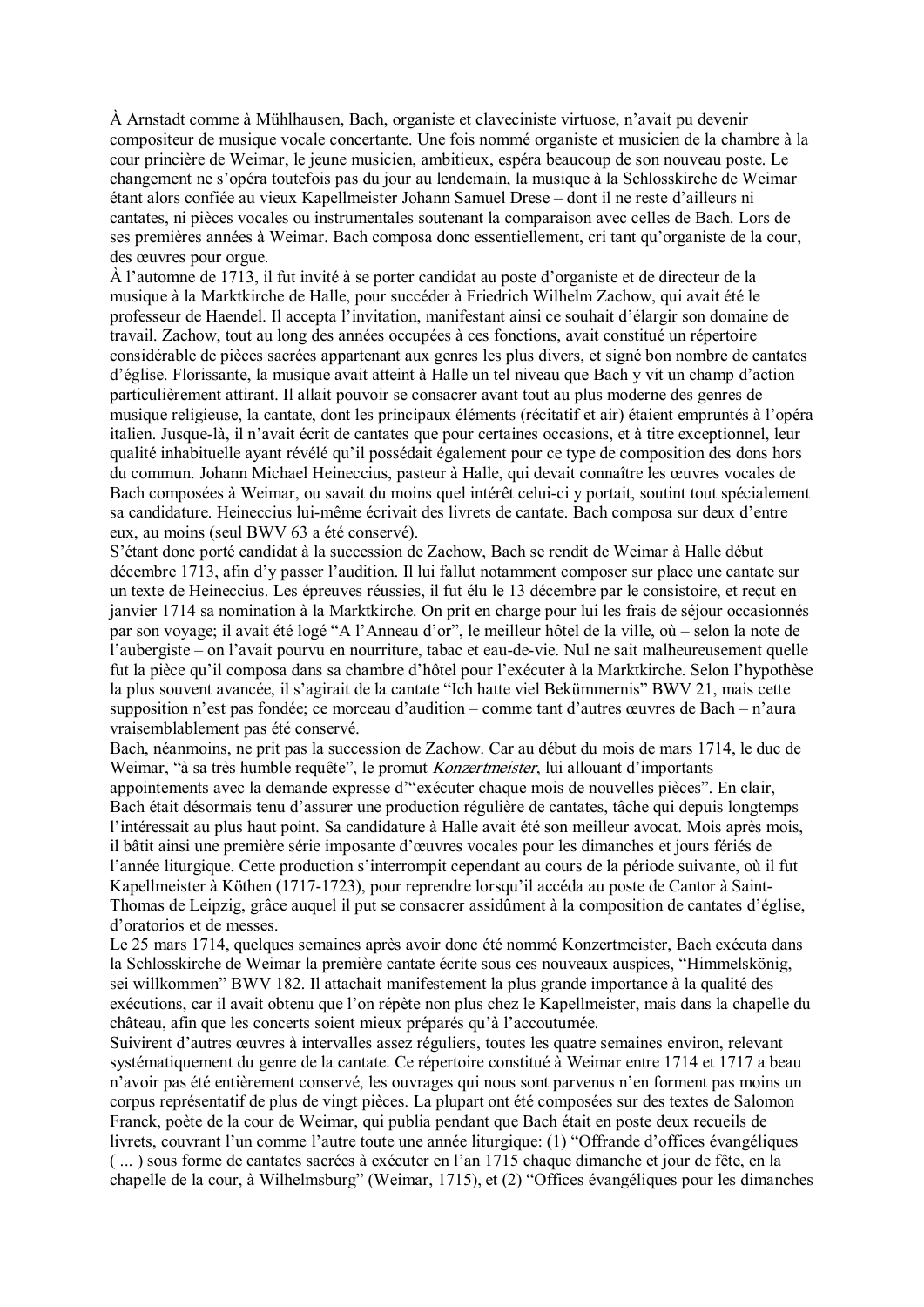À Arnstadt comme à Mühlhausen, Bach, organiste et claveciniste virtuose, n'avait pu devenir compositeur de musique vocale concertante. Une fois nommé organiste et musicien de la chambre à la cour princière de Weimar, le jeune musicien, ambitieux, espéra beaucoup de son nouveau poste. Le changement ne s'opéra toutefois pas du jour au lendemain, la musique à la Schlosskirche de Weimar étant alors confiée au vieux Kapellmeister Johann Samuel Drese – dont il ne reste d'ailleurs ni cantates, ni pièces vocales ou instrumentales soutenant la comparaison avec celles de Bach. Lors de ses premières années à Weimar. Bach composa donc essentiellement, cri tant qu'organiste de la cour, des œuvres pour orgue.

À l'automne de 1713, il fut invité à se porter candidat au poste d'organiste et de directeur de la musique à la Marktkirche de Halle, pour succéder à Friedrich Wilhelm Zachow, qui avait été le professeur de Haendel. Il accepta l'invitation, manifestant ainsi ce souhait d'élargir son domaine de travail. Zachow, tout au long des années occupées à ces fonctions, avait constitué un répertoire considérable de pièces sacrées appartenant aux genres les plus divers, et signé bon nombre de cantates d'église. Florissante, la musique avait atteint à Halle un tel niveau que Bach y vit un champ d'action particulièrement attirant. Il allait pouvoir se consacrer avant tout au plus moderne des genres de musique religieuse, la cantate, dont les principaux éléments (récitatif et air) étaient empruntés à l'opéra italien. Jusque-là, il n'avait écrit de cantates que pour certaines occasions, et à titre exceptionnel, leur qualité inhabituelle ayant révélé qu'il possédait également pour ce type de composition des dons hors du commun. Johann Michael Heineccius, pasteur à Halle, qui devait connaître les œuvres vocales de Bach composées à Weimar, ou savait du moins quel intérêt celui-ci y portait, soutint tout spécialement sa candidature. Heineccius lui-même écrivait des livrets de cantate. Bach composa sur deux d'entre eux, au moins (seul BWV 63 a été conservé).

S'étant donc porté candidat à la succession de Zachow, Bach se rendit de Weimar à Halle début décembre 1713, afin d'y passer l'audition. Il lui fallut notamment composer sur place une cantate sur un texte de Heineccius. Les épreuves réussies, il fut élu le 13 décembre par le consistoire, et reçut en janvier 1714 sa nomination à la Marktkirche. On prit en charge pour lui les frais de séjour occasionnés par son voyage; il avait été logé "A l'Anneau d'or", le meilleur hôtel de la ville, où – selon la note de l'aubergiste – on l'avait pourvu en nourriture, tabac et eau-de-vie. Nul ne sait malheureusement quelle fut la pièce qu'il composa dans sa chambre d'hôtel pour l'exécuter à la Marktkirche. Selon l'hypothèse la plus souvent avancée, il s'agirait de la cantate "Ich hatte viel Bekümmernis" BWV 21, mais cette supposition n'est pas fondée; ce morceau d'audition – comme tant d'autres œuvres de Bach – n'aura vraisemblablement pas été conservé.

Bach, néanmoins, ne prit pas la succession de Zachow. Car au début du mois de mars 1714, le duc de Weimar, "à sa très humble requête", le promut *Konzertmeister*, lui allouant d'importants appointements avec la demande expresse d'"exécuter chaque mois de nouvelles pièces". En clair, Bach était désormais tenu d'assurer une production régulière de cantates, tâche qui depuis longtemps l'intéressait au plus haut point. Sa candidature à Halle avait été son meilleur avocat. Mois après mois, il bâtit ainsi une première série imposante d'œuvres vocales pour les dimanches et jours fériés de l'année liturgique. Cette production s'interrompit cependant au cours de la période suivante, où il fut Kapellmeister à Köthen (1717-1723), pour reprendre lorsqu'il accéda au poste de Cantor à Saint-Thomas de Leipzig, grâce auquel il put se consacrer assidûment à la composition de cantates d'église, d'oratorios et de messes.

Le 25 mars 1714, quelques semaines après avoir donc été nommé Konzertmeister, Bach exécuta dans la Schlosskirche de Weimar la première cantate écrite sous ces nouveaux auspices, "Himmelskönig, sei willkommen" BWV 182. Il attachait manifestement la plus grande importance à la qualité des exécutions, car il avait obtenu que l'on répète non plus chez le Kapellmeister, mais dans la chapelle du château, afin que les concerts soient mieux préparés qu'à l'accoutumée.

Suivirent d'autres œuvres à intervalles assez réguliers, toutes les quatre semaines environ, relevant systématiquement du genre de la cantate. Ce répertoire constitué à Weimar entre 1714 et 1717 a beau n'avoir pas été entièrement conservé, les ouvrages qui nous sont parvenus n'en forment pas moins un corpus représentatif de plus de vingt pièces. La plupart ont été composées sur des textes de Salomon Franck, poète de la cour de Weimar, qui publia pendant que Bach était en poste deux recueils de livrets, couvrant l'un comme l'autre toute une année liturgique: (1) "Offrande d'offices évangéliques ( ... ) sous forme de cantates sacrées à exécuter en l'an 1715 chaque dimanche et jour de fête, en la chapelle de la cour, à Wilhelmsburg" (Weimar, 1715), et (2) "Offices évangéliques pour les dimanches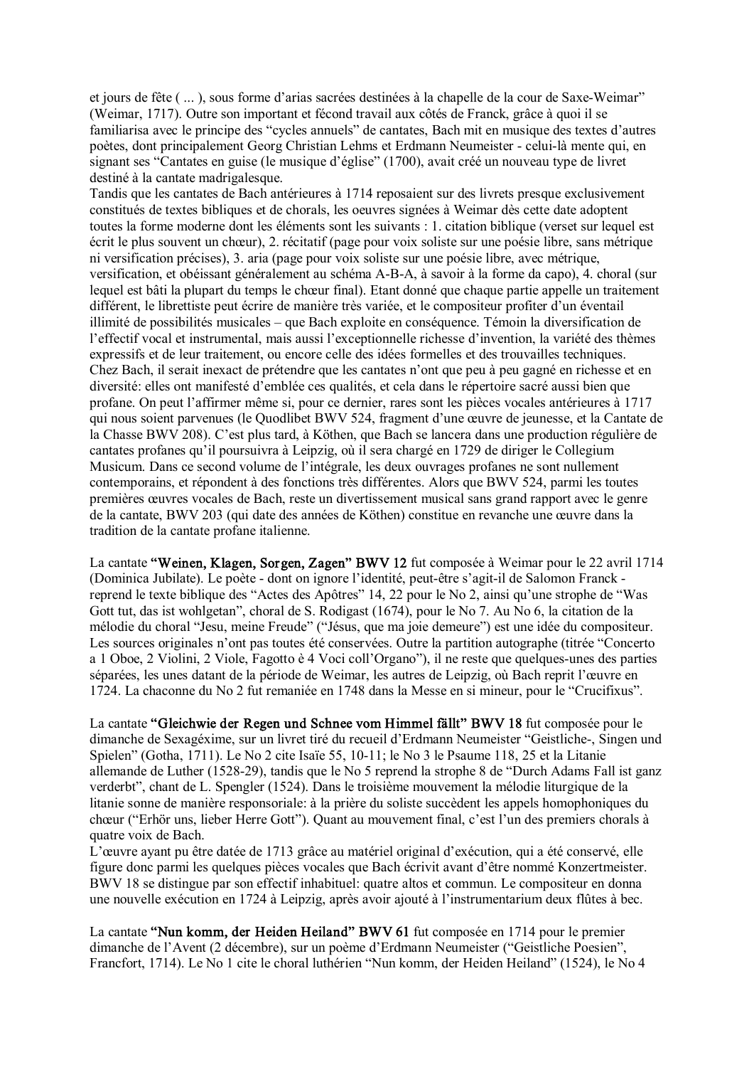et jours de fête ( ... ), sous forme d'arias sacrées destinées à la chapelle de la cour de Saxe-Weimar" (Weimar, 1717). Outre son important et fécond travail aux côtés de Franck, grâce à quoi il se familiarisa avec le principe des "cycles annuels" de cantates, Bach mit en musique des textes d'autres poètes, dont principalement Georg Christian Lehms et Erdmann Neumeister - celui-là mente qui, en signant ses "Cantates en guise (le musique d'église" (1700), avait créé un nouveau type de livret destiné à la cantate madrigalesque.
Tandis que les cantates de Bach antérieures à 1714 reposaient sur des livrets presque exclusivement constitués de textes bibliques et de chorals, les oeuvres signées à Weimar dès cette date adoptent toutes la forme moderne dont les éléments sont les suivants : 1. citation biblique (verset sur lequel est écrit le plus souvent un chœur), 2. récitatif (page pour voix soliste sur une poésie libre, sans métrique ni versification précises), 3. aria (page pour voix soliste sur une poésie libre, avec métrique, versification, et obéissant généralement au schéma A-B-A, à savoir à la forme da capo), 4. choral (sur lequel est bâti la plupart du temps le chœur final). Etant donné que chaque partie appelle un traitement différent, le librettiste peut écrire de manière très variée, et le compositeur profiter d'un éventail illimité de possibilités musicales – que Bach exploite en conséquence. Témoin la diversification de l'effectif vocal et instrumental, mais aussi l'exceptionnelle richesse d'invention, la variété des thèmes expressifs et de leur traitement, ou encore celle des idées formelles et des trouvailles techniques.
Chez Bach, il serait inexact de prétendre que les cantates n'ont que peu à peu gagné en richesse et en diversité: elles ont manifesté d'emblée ces qualités, et cela dans le répertoire sacré aussi bien que profane. On peut l'affirmer même si, pour ce dernier, rares sont les pièces vocales antérieures à 1717 qui nous soient parvenues (le Quodlibet BWV 524, fragment d'une œuvre de jeunesse, et la Cantate de la Chasse BWV 208). C'est plus tard, à Köthen, que Bach se lancera dans une production régulière de cantates profanes qu'il poursuivra à Leipzig, où il sera chargé en 1729 de diriger le Collegium Musicum. Dans ce second volume de l'intégrale, les deux ouvrages profanes ne sont nullement contemporains, et répondent à des fonctions très différentes. Alors que BWV 524, parmi les toutes premières œuvres vocales de Bach, reste un divertissement musical sans grand rapport avec le genre de la cantate, BWV 203 (qui date des années de Köthen) constitue en revanche une œuvre dans la tradition de la cantate profane italienne.

La cantate **"Weinen, Klagen, Sorgen, Zagen" BWV 12** fut composée à Weimar pour le 22 avril 1714 (Dominica Jubilate). Le poète - dont on ignore l'identité, peut-être s'agit-il de Salomon Franck - reprend le texte biblique des "Actes des Apôtres" 14, 22 pour le No 2, ainsi qu'une strophe de "Was Gott tut, das ist wohlgetan", choral de S. Rodigast (1674), pour le No 7. Au No 6, la citation de la mélodie du choral "Jesu, meine Freude" ("Jésus, que ma joie demeure") est une idée du compositeur. Les sources originales n'ont pas toutes été conservées. Outre la partition autographe (titrée "Concerto a 1 Oboe, 2 Violini, 2 Viole, Fagotto è 4 Voci coll'Organo"), il ne reste que quelques-unes des parties séparées, les unes datant de la période de Weimar, les autres de Leipzig, où Bach reprit l'œuvre en 1724. La chaconne du No 2 fut remaniée en 1748 dans la Messe en si mineur, pour le "Crucifixus".

La cantate **"Gleichwie der Regen und Schnee vom Himmel fällt" BWV 18** fut composée pour le dimanche de Sexagéxime, sur un livret tiré du recueil d'Erdmann Neumeister "Geistliche-, Singen und Spielen" (Gotha, 1711). Le No 2 cite Isaïe 55, 10-11; le No 3 le Psaume 118, 25 et la Litanie allemande de Luther (1528-29), tandis que le No 5 reprend la strophe 8 de "Durch Adams Fall ist ganz verderbt", chant de L. Spengler (1524). Dans le troisième mouvement la mélodie liturgique de la litanie sonne de manière responsoriale: à la prière du soliste succèdent les appels homophoniques du chœur ("Erhör uns, lieber Herre Gott"). Quant au mouvement final, c'est l'un des premiers chorals à quatre voix de Bach.
L'œuvre ayant pu être datée de 1713 grâce au matériel original d'exécution, qui a été conservé, elle figure donc parmi les quelques pièces vocales que Bach écrivit avant d'être nommé Konzertmeister. BWV 18 se distingue par son effectif inhabituel: quatre altos et commun. Le compositeur en donna une nouvelle exécution en 1724 à Leipzig, après avoir ajouté à l'instrumentarium deux flûtes à bec.

La cantate **"Nun komm, der Heiden Heiland" BWV 61** fut composée en 1714 pour le premier dimanche de l'Avent (2 décembre), sur un poème d'Erdmann Neumeister ("Geistliche Poesien", Francfort, 1714). Le No 1 cite le choral luthérien "Nun komm, der Heiden Heiland" (1524), le No 4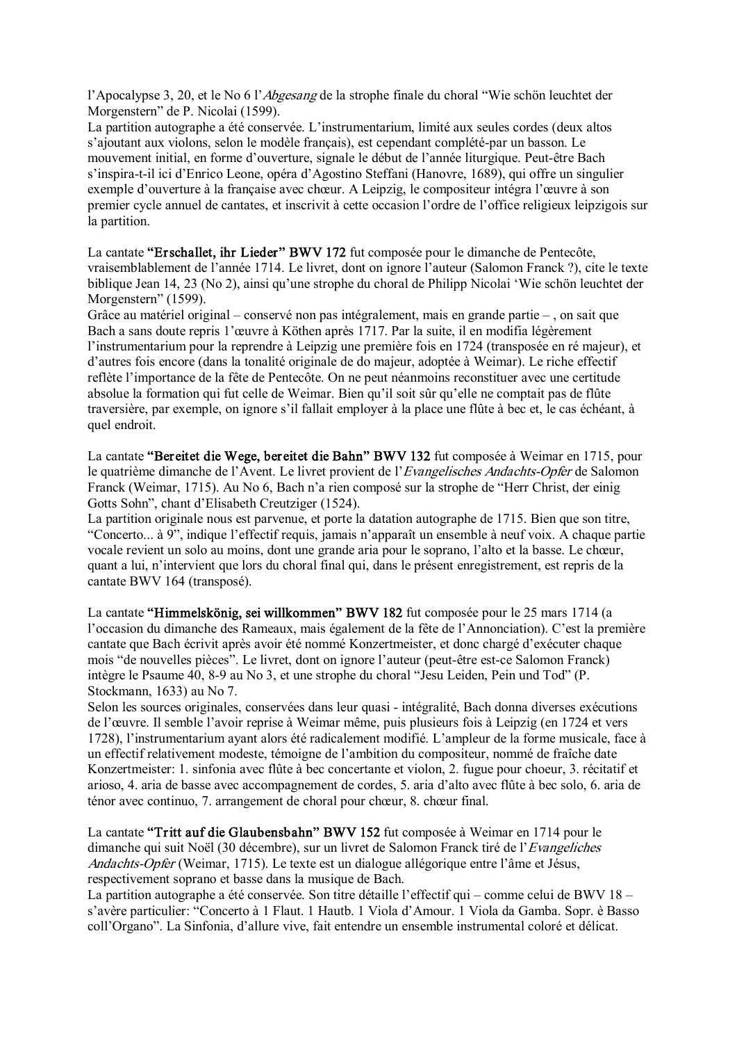l'Apocalypse 3, 20, et le No 6 l'*Abgesang* de la strophe finale du choral "Wie schön leuchtet der Morgenstern" de P. Nicolai (1599).
La partition autographe a été conservée. L'instrumentarium, limité aux seules cordes (deux altos s'ajoutant aux violons, selon le modèle français), est cependant complété-par un basson. Le mouvement initial, en forme d'ouverture, signale le début de l'année liturgique. Peut-être Bach s'inspira-t-il ici d'Enrico Leone, opéra d'Agostino Steffani (Hanovre, 1689), qui offre un singulier exemple d'ouverture à la française avec chœur. A Leipzig, le compositeur intégra l'œuvre à son premier cycle annuel de cantates, et inscrivit à cette occasion l'ordre de l'office religieux leipzigois sur la partition.

La cantate **"Erschallet, ihr Lieder" BWV 172** fut composée pour le dimanche de Pentecôte, vraisemblablement de l'année 1714. Le livret, dont on ignore l'auteur (Salomon Franck ?), cite le texte biblique Jean 14, 23 (No 2), ainsi qu'une strophe du choral de Philipp Nicolai 'Wie schön leuchtet der Morgenstern" (1599).
Grâce au matériel original – conservé non pas intégralement, mais en grande partie –, on sait que Bach a sans doute repris l'œuvre à Köthen après 1717. Par la suite, il en modifia légèrement l'instrumentarium pour la reprendre à Leipzig une première fois en 1724 (transposée en ré majeur), et d'autres fois encore (dans la tonalité originale de do majeur, adoptée à Weimar). Le riche effectif reflète l'importance de la fête de Pentecôte. On ne peut néanmoins reconstituer avec une certitude absolue la formation qui fut celle de Weimar. Bien qu'il soit sûr qu'elle ne comptait pas de flûte traversière, par exemple, on ignore s'il fallait employer à la place une flûte à bec et, le cas échéant, à quel endroit.

La cantate **"Bereitet die Wege, bereitet die Bahn" BWV 132** fut composée à Weimar en 1715, pour le quatrième dimanche de l'Avent. Le livret provient de l'*Evangelisches Andachts-Opfer* de Salomon Franck (Weimar, 1715). Au No 6, Bach n'a rien composé sur la strophe de "Herr Christ, der einig Gotts Sohn", chant d'Elisabeth Creutziger (1524).
La partition originale nous est parvenue, et porte la datation autographe de 1715. Bien que son titre, "Concerto... à 9", indique l'effectif requis, jamais n'apparaît un ensemble à neuf voix. A chaque partie vocale revient un solo au moins, dont une grande aria pour le soprano, l'alto et la basse. Le chœur, quant a lui, n'intervient que lors du choral final qui, dans le présent enregistrement, est repris de la cantate BWV 164 (transposé).

La cantate **"Himmelskönig, sei willkommen" BWV 182** fut composée pour le 25 mars 1714 (a l'occasion du dimanche des Rameaux, mais également de la fête de l'Annonciation). C'est la première cantate que Bach écrivit après avoir été nommé Konzertmeister, et donc chargé d'exécuter chaque mois "de nouvelles pièces". Le livret, dont on ignore l'auteur (peut-être est-ce Salomon Franck) intègre le Psaume 40, 8-9 au No 3, et une strophe du choral "Jesu Leiden, Pein und Tod" (P. Stockmann, 1633) au No 7.
Selon les sources originales, conservées dans leur quasi - intégralité, Bach donna diverses exécutions de l'œuvre. Il semble l'avoir reprise à Weimar même, puis plusieurs fois à Leipzig (en 1724 et vers 1728), l'instrumentarium ayant alors été radicalement modifié. L'ampleur de la forme musicale, face à un effectif relativement modeste, témoigne de l'ambition du compositeur, nommé de fraîche date Konzertmeister: 1. sinfonia avec flûte à bec concertante et violon, 2. fugue pour choeur, 3. récitatif et arioso, 4. aria de basse avec accompagnement de cordes, 5. aria d'alto avec flûte à bec solo, 6. aria de ténor avec continuo, 7. arrangement de choral pour chœur, 8. chœur final.

La cantate **"Tritt auf die Glaubensbahn" BWV 152** fut composée à Weimar en 1714 pour le dimanche qui suit Noël (30 décembre), sur un livret de Salomon Franck tiré de l'*Evangeliches Andachts-Opfer* (Weimar, 1715). Le texte est un dialogue allégorique entre l'âme et Jésus, respectivement soprano et basse dans la musique de Bach.
La partition autographe a été conservée. Son titre détaille l'effectif qui – comme celui de BWV 18 – s'avère particulier: "Concerto à 1 Flaut. 1 Hautb. 1 Viola d'Amour. 1 Viola da Gamba. Sopr. è Basso coll'Organo". La Sinfonia, d'allure vive, fait entendre un ensemble instrumental coloré et délicat.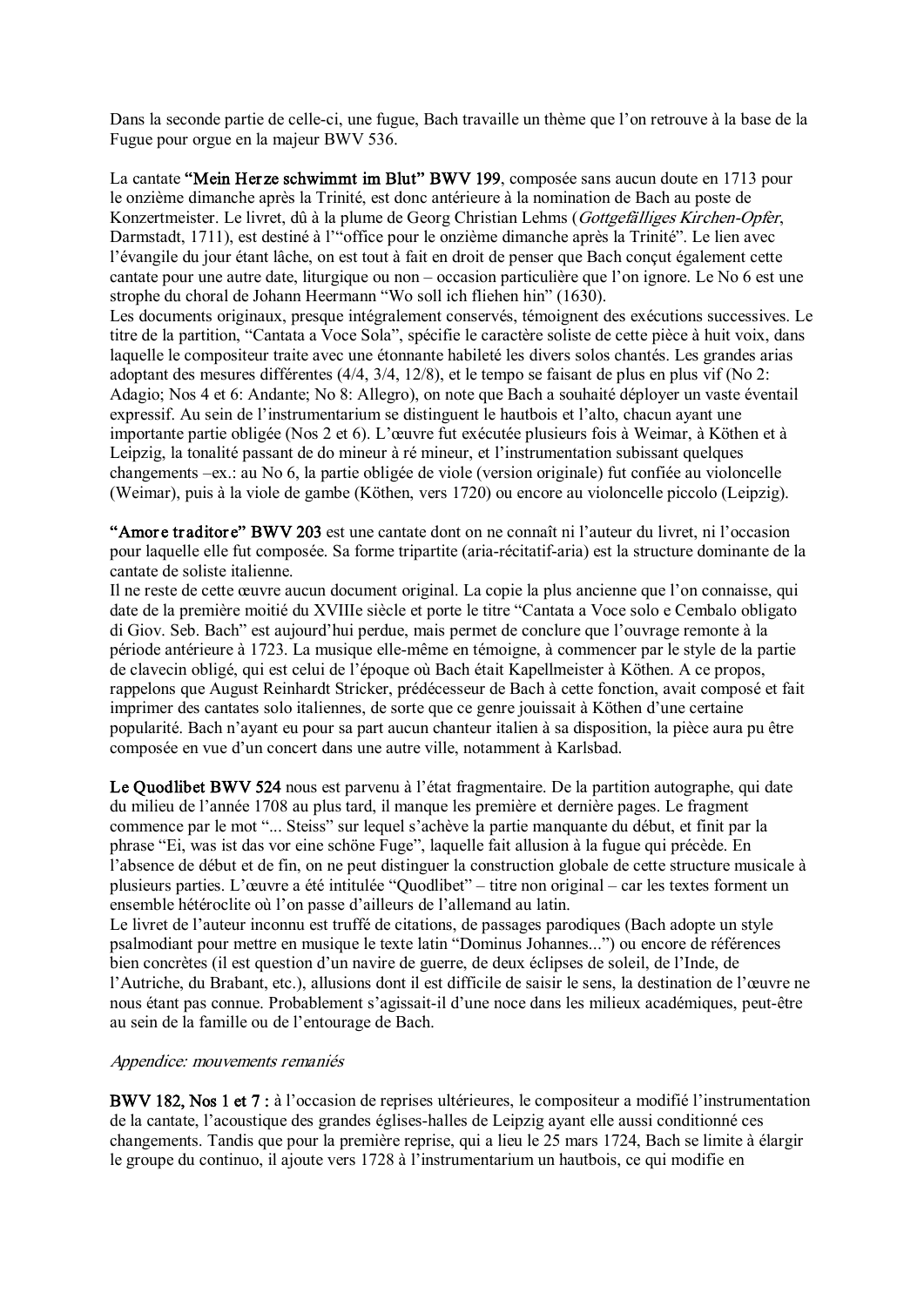Dans la seconde partie de celle-ci, une fugue, Bach travaille un thème que l'on retrouve à la base de la Fugue pour orgue en la majeur BWV 536.

La cantate **"Mein Herze schwimmt im Blut" BWV 199**, composée sans aucun doute en 1713 pour le onzième dimanche après la Trinité, est donc antérieure à la nomination de Bach au poste de Konzertmeister. Le livret, dû à la plume de Georg Christian Lehms (*Gottgefälliges Kirchen-Opfer*, Darmstadt, 1711), est destiné à l'"office pour le onzième dimanche après la Trinité". Le lien avec l'évangile du jour étant lâche, on est tout à fait en droit de penser que Bach conçut également cette cantate pour une autre date, liturgique ou non – occasion particulière que l'on ignore. Le No 6 est une strophe du choral de Johann Heermann "Wo soll ich fliehen hin" (1630).
Les documents originaux, presque intégralement conservés, témoignent des exécutions successives. Le titre de la partition, "Cantata a Voce Sola", spécifie le caractère soliste de cette pièce à huit voix, dans laquelle le compositeur traite avec une étonnante habileté les divers solos chantés. Les grandes arias adoptant des mesures différentes (4/4, 3/4, 12/8), et le tempo se faisant de plus en plus vif (No 2: Adagio; Nos 4 et 6: Andante; No 8: Allegro), on note que Bach a souhaité déployer un vaste éventail expressif. Au sein de l'instrumentarium se distinguent le hautbois et l'alto, chacun ayant une importante partie obligée (Nos 2 et 6). L'œuvre fut exécutée plusieurs fois à Weimar, à Köthen et à Leipzig, la tonalité passant de do mineur à ré mineur, et l'instrumentation subissant quelques changements –ex.: au No 6, la partie obligée de viole (version originale) fut confiée au violoncelle (Weimar), puis à la viole de gambe (Köthen, vers 1720) ou encore au violoncelle piccolo (Leipzig).

**"Amore traditore" BWV 203** est une cantate dont on ne connaît ni l'auteur du livret, ni l'occasion pour laquelle elle fut composée. Sa forme tripartite (aria-récitatif-aria) est la structure dominante de la cantate de soliste italienne.
Il ne reste de cette œuvre aucun document original. La copie la plus ancienne que l'on connaisse, qui date de la première moitié du XVIIIe siècle et porte le titre "Cantata a Voce solo e Cembalo obligato di Giov. Seb. Bach" est aujourd'hui perdue, mais permet de conclure que l'ouvrage remonte à la période antérieure à 1723. La musique elle-même en témoigne, à commencer par le style de la partie de clavecin obligé, qui est celui de l'époque où Bach était Kapellmeister à Köthen. A ce propos, rappelons que August Reinhardt Stricker, prédécesseur de Bach à cette fonction, avait composé et fait imprimer des cantates solo italiennes, de sorte que ce genre jouissait à Köthen d'une certaine popularité. Bach n'ayant eu pour sa part aucun chanteur italien à sa disposition, la pièce aura pu être composée en vue d'un concert dans une autre ville, notamment à Karlsbad.

**Le Quodlibet BWV 524** nous est parvenu à l'état fragmentaire. De la partition autographe, qui date du milieu de l'année 1708 au plus tard, il manque les première et dernière pages. Le fragment commence par le mot "... Steiss" sur lequel s'achève la partie manquante du début, et finit par la phrase "Ei, was ist das vor eine schöne Fuge", laquelle fait allusion à la fugue qui précède. En l'absence de début et de fin, on ne peut distinguer la construction globale de cette structure musicale à plusieurs parties. L'œuvre a été intitulée "Quodlibet" – titre non original – car les textes forment un ensemble hétéroclite où l'on passe d'ailleurs de l'allemand au latin.
Le livret de l'auteur inconnu est truffé de citations, de passages parodiques (Bach adopte un style psalmodiant pour mettre en musique le texte latin "Dominus Johannes...") ou encore de références bien concrètes (il est question d'un navire de guerre, de deux éclipses de soleil, de l'Inde, de l'Autriche, du Brabant, etc.), allusions dont il est difficile de saisir le sens, la destination de l'œuvre ne nous étant pas connue. Probablement s'agissait-il d'une noce dans les milieux académiques, peut-être au sein de la famille ou de l'entourage de Bach.

*Appendice: mouvements remaniés*

**BWV 182, Nos 1 et 7 :** à l'occasion de reprises ultérieures, le compositeur a modifié l'instrumentation de la cantate, l'acoustique des grandes églises-halles de Leipzig ayant elle aussi conditionné ces changements. Tandis que pour la première reprise, qui a lieu le 25 mars 1724, Bach se limite à élargir le groupe du continuo, il ajoute vers 1728 à l'instrumentarium un hautbois, ce qui modifie en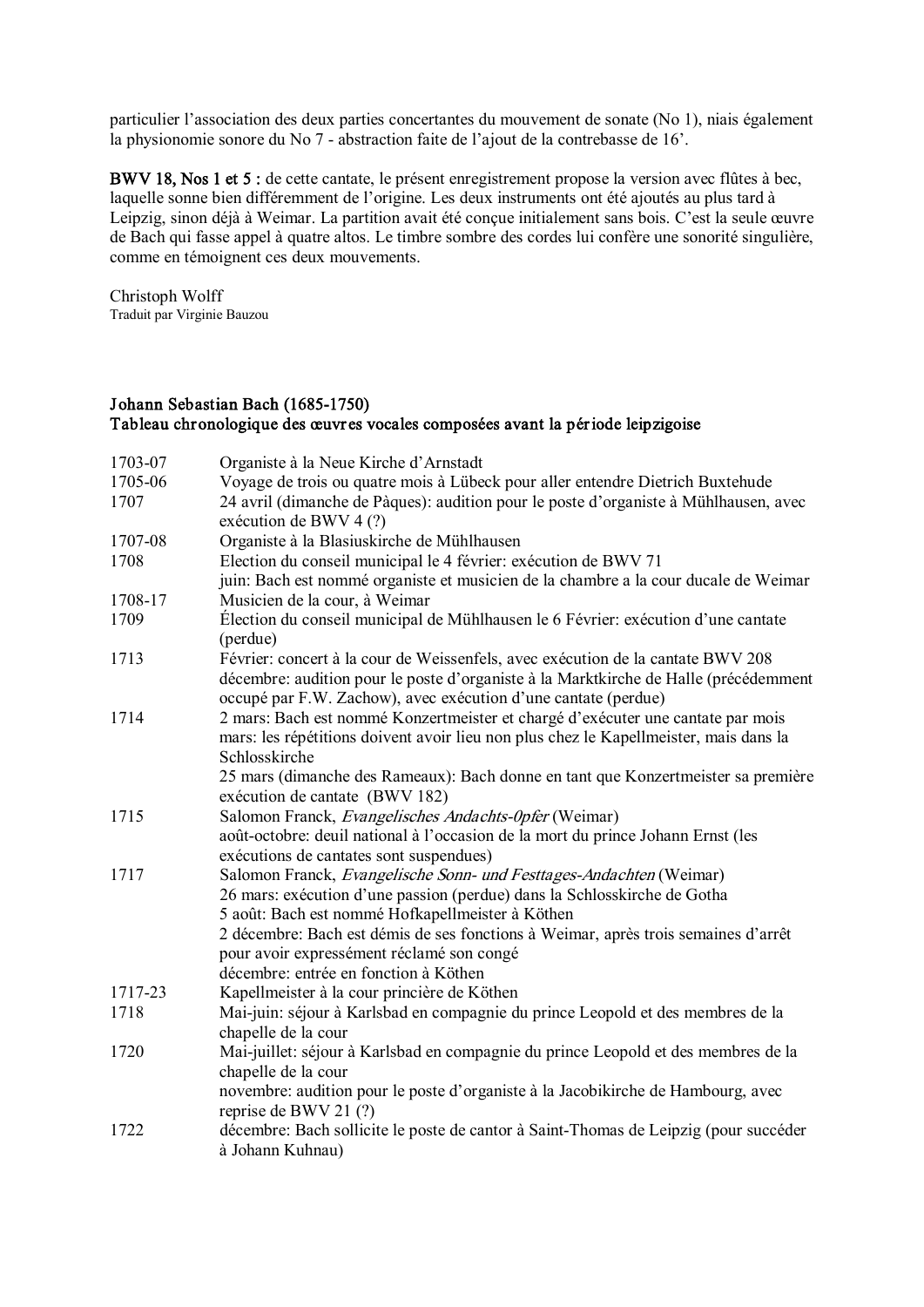particulier l'association des deux parties concertantes du mouvement de sonate (No 1), niais également la physionomie sonore du No 7 - abstraction faite de l'ajout de la contrebasse de 16'.

**BWV 18, Nos 1 et 5 :** de cette cantate, le présent enregistrement propose la version avec flûtes à bec, laquelle sonne bien différemment de l'origine. Les deux instruments ont été ajoutés au plus tard à Leipzig, sinon déjà à Weimar. La partition avait été conçue initialement sans bois. C'est la seule œuvre de Bach qui fasse appel à quatre altos. Le timbre sombre des cordes lui confère une sonorité singulière, comme en témoignent ces deux mouvements.

Christoph Wolff
Traduit par Virginie Bauzou

## Johann Sebastian Bach (1685-1750)
## Tableau chronologique des œuvres vocales composées avant la période leipzigoise

| | |
|---|---|
| 1703-07 | Organiste à la Neue Kirche d'Arnstadt |
| 1705-06 | Voyage de trois ou quatre mois à Lübeck pour aller entendre Dietrich Buxtehude |
| 1707 | 24 avril (dimanche de Pâques): audition pour le poste d'organiste à Mühlhausen, avec exécution de BWV 4 (?) |
| 1707-08 | Organiste à la Blasiuskirche de Mühlhausen |
| 1708 | Election du conseil municipal le 4 février: exécution de BWV 71<br>juin: Bach est nommé organiste et musicien de la chambre a la cour ducale de Weimar |
| 1708-17 | Musicien de la cour, à Weimar |
| 1709 | Élection du conseil municipal de Mühlhausen le 6 Février: exécution d'une cantate (perdue) |
| 1713 | Février: concert à la cour de Weissenfels, avec exécution de la cantate BWV 208<br>décembre: audition pour le poste d'organiste à la Marktkirche de Halle (précédemment occupé par F.W. Zachow), avec exécution d'une cantate (perdue) |
| 1714 | 2 mars: Bach est nommé Konzertmeister et chargé d'exécuter une cantate par mois<br>mars: les répétitions doivent avoir lieu non plus chez le Kapellmeister, mais dans la Schlosskirche<br>25 mars (dimanche des Rameaux): Bach donne en tant que Konzertmeister sa première exécution de cantate (BWV 182) |
| 1715 | Salomon Franck, *Evangelisches Andachts-0pfer* (Weimar)<br>août-octobre: deuil national à l'occasion de la mort du prince Johann Ernst (les exécutions de cantates sont suspendues) |
| 1717 | Salomon Franck, *Evangelische Sonn- und Festtages-Andachten* (Weimar)<br>26 mars: exécution d'une passion (perdue) dans la Schlosskirche de Gotha<br>5 août: Bach est nommé Hofkapellmeister à Köthen<br>2 décembre: Bach est démis de ses fonctions à Weimar, après trois semaines d'arrêt pour avoir expressément réclamé son congé<br>décembre: entrée en fonction à Köthen |
| 1717-23 | Kapellmeister à la cour princière de Köthen |
| 1718 | Mai-juin: séjour à Karlsbad en compagnie du prince Leopold et des membres de la chapelle de la cour |
| 1720 | Mai-juillet: séjour à Karlsbad en compagnie du prince Leopold et des membres de la chapelle de la cour<br>novembre: audition pour le poste d'organiste à la Jacobikirche de Hambourg, avec reprise de BWV 21 (?) |
| 1722 | décembre: Bach sollicite le poste de cantor à Saint-Thomas de Leipzig (pour succéder à Johann Kuhnau) |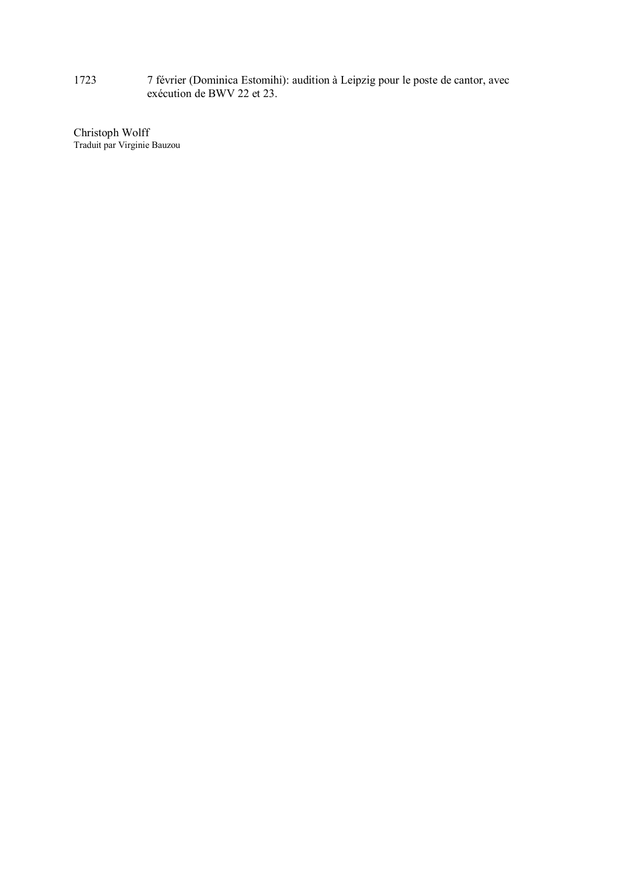1723 7 février (Dominica Estomihi): audition à Leipzig pour le poste de cantor, avec exécution de BWV 22 et 23.

Christoph Wolff
Traduit par Virginie Bauzou